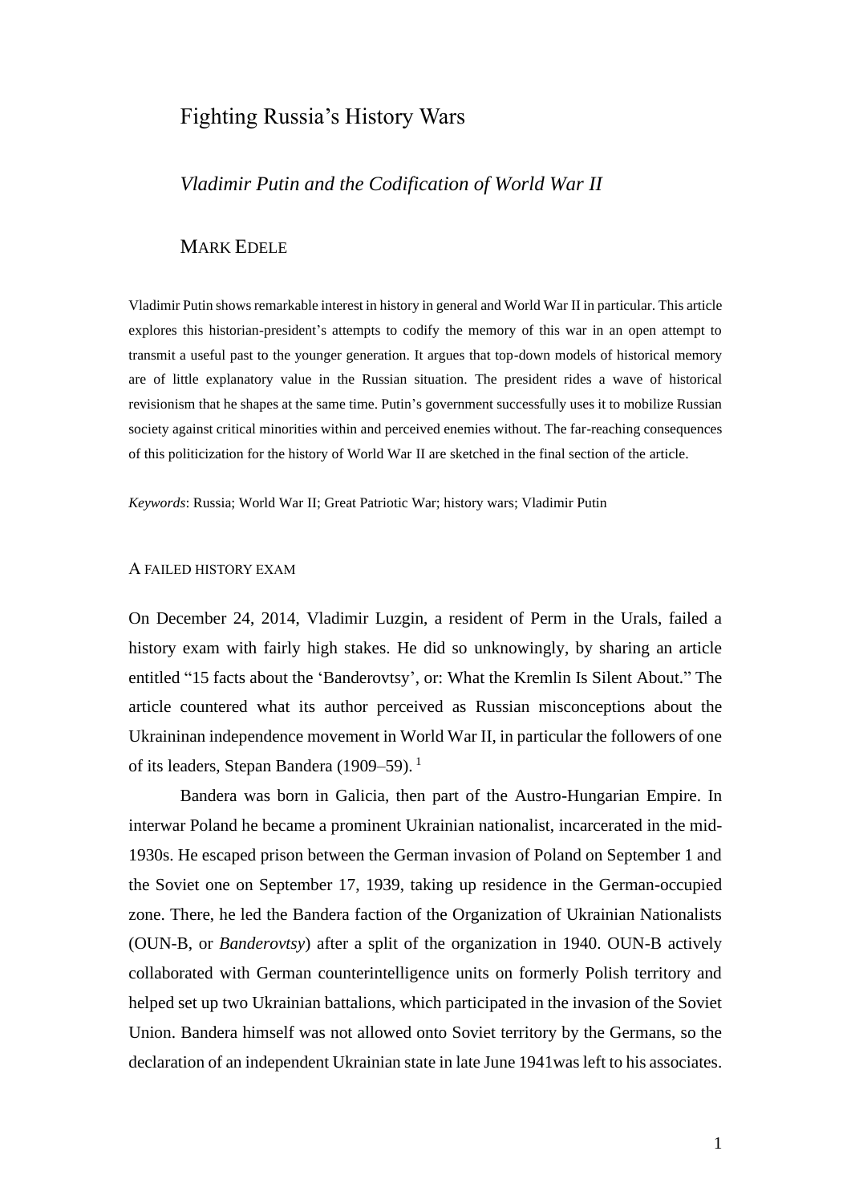# Fighting Russia's History Wars

## *Vladimir Putin and the Codification of World War II*

MARK EDELE

Vladimir Putin shows remarkable interest in history in general and World War II in particular. This article explores this historian-president's attempts to codify the memory of this war in an open attempt to transmit a useful past to the younger generation. It argues that top-down models of historical memory are of little explanatory value in the Russian situation. The president rides a wave of historical revisionism that he shapes at the same time. Putin's government successfully uses it to mobilize Russian society against critical minorities within and perceived enemies without. The far-reaching consequences of this politicization for the history of World War II are sketched in the final section of the article.

*Keywords*: Russia; World War II; Great Patriotic War; history wars; Vladimir Putin

### A FAILED HISTORY EXAM

On December 24, 2014, Vladimir Luzgin, a resident of Perm in the Urals, failed a history exam with fairly high stakes. He did so unknowingly, by sharing an article entitled "15 facts about the 'Banderovtsy', or: What the Kremlin Is Silent About." The article countered what its author perceived as Russian misconceptions about the Ukraininan independence movement in World War II, in particular the followers of one of its leaders, Stepan Bandera (1909–59). [1]

Bandera was born in Galicia, then part of the Austro-Hungarian Empire. In interwar Poland he became a prominent Ukrainian nationalist, incarcerated in the mid-1930s. He escaped prison between the German invasion of Poland on September 1 and the Soviet one on September 17, 1939, taking up residence in the German-occupied zone. There, he led the Bandera faction of the Organization of Ukrainian Nationalists (OUN-B, or *Banderovtsy*) after a split of the organization in 1940. OUN-B actively collaborated with German counterintelligence units on formerly Polish territory and helped set up two Ukrainian battalions, which participated in the invasion of the Soviet Union. Bandera himself was not allowed onto Soviet territory by the Germans, so the declaration of an independent Ukrainian state in late June 1941was left to his associates.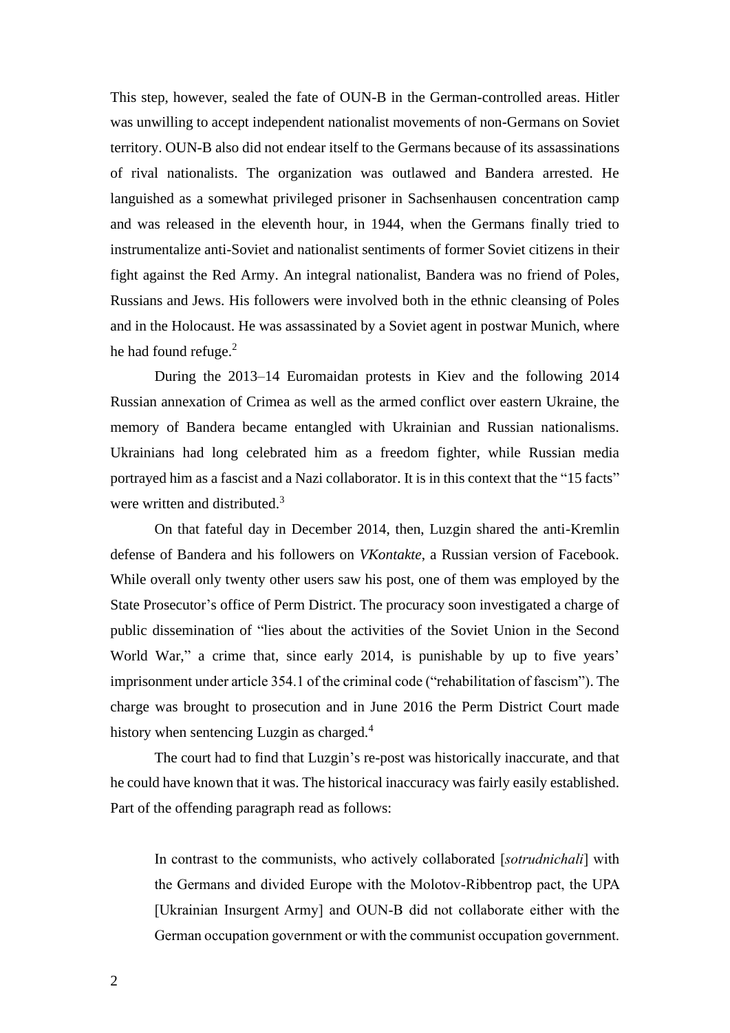This step, however, sealed the fate of OUN-B in the German-controlled areas. Hitler was unwilling to accept independent nationalist movements of non-Germans on Soviet territory. OUN-B also did not endear itself to the Germans because of its assassinations of rival nationalists. The organization was outlawed and Bandera arrested. He languished as a somewhat privileged prisoner in Sachsenhausen concentration camp and was released in the eleventh hour, in 1944, when the Germans finally tried to instrumentalize anti-Soviet and nationalist sentiments of former Soviet citizens in their fight against the Red Army. An integral nationalist, Bandera was no friend of Poles, Russians and Jews. His followers were involved both in the ethnic cleansing of Poles and in the Holocaust. He was assassinated by a Soviet agent in postwar Munich, where he had found refuge.[2]

During the 2013–14 Euromaidan protests in Kiev and the following 2014 Russian annexation of Crimea as well as the armed conflict over eastern Ukraine, the memory of Bandera became entangled with Ukrainian and Russian nationalisms. Ukrainians had long celebrated him as a freedom fighter, while Russian media portrayed him as a fascist and a Nazi collaborator. It is in this context that the "15 facts" were written and distributed.[3]

On that fateful day in December 2014, then, Luzgin shared the anti-Kremlin defense of Bandera and his followers on *VKontakte*, a Russian version of Facebook. While overall only twenty other users saw his post, one of them was employed by the State Prosecutor's office of Perm District. The procuracy soon investigated a charge of public dissemination of "lies about the activities of the Soviet Union in the Second World War," a crime that, since early 2014, is punishable by up to five years' imprisonment under article 354.1 of the criminal code ("rehabilitation of fascism"). The charge was brought to prosecution and in June 2016 the Perm District Court made history when sentencing Luzgin as charged.[4]

The court had to find that Luzgin's re-post was historically inaccurate, and that he could have known that it was. The historical inaccuracy was fairly easily established. Part of the offending paragraph read as follows:

> In contrast to the communists, who actively collaborated [*sotrudnichali*] with the Germans and divided Europe with the Molotov-Ribbentrop pact, the UPA [Ukrainian Insurgent Army] and OUN-B did not collaborate either with the German occupation government or with the communist occupation government.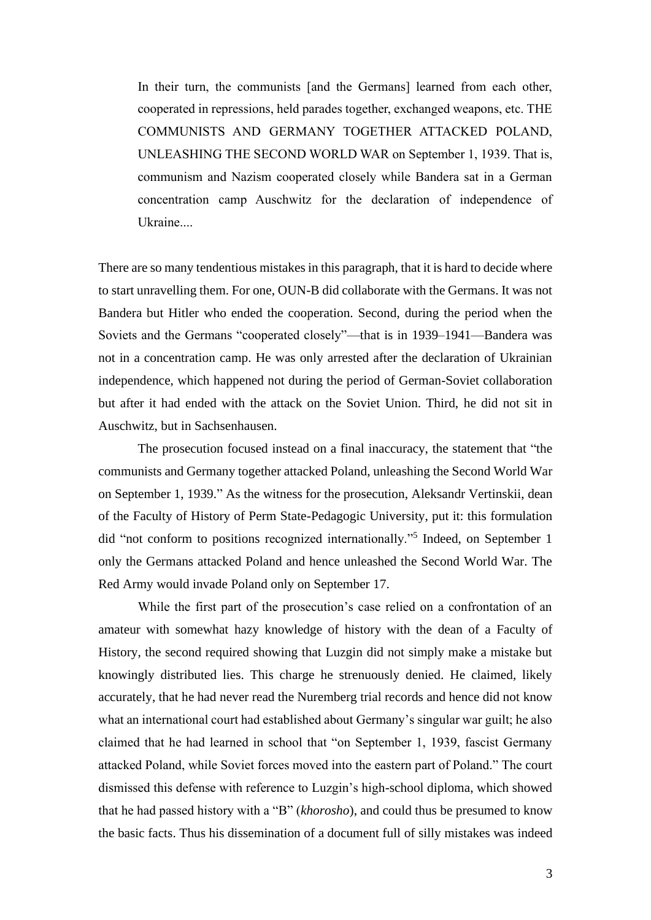> In their turn, the communists [and the Germans] learned from each other, cooperated in repressions, held parades together, exchanged weapons, etc. THE COMMUNISTS AND GERMANY TOGETHER ATTACKED POLAND, UNLEASHING THE SECOND WORLD WAR on September 1, 1939. That is, communism and Nazism cooperated closely while Bandera sat in a German concentration camp Auschwitz for the declaration of independence of Ukraine....

There are so many tendentious mistakes in this paragraph, that it is hard to decide where to start unravelling them. For one, OUN-B did collaborate with the Germans. It was not Bandera but Hitler who ended the cooperation. Second, during the period when the Soviets and the Germans "cooperated closely"—that is in 1939–1941—Bandera was not in a concentration camp. He was only arrested after the declaration of Ukrainian independence, which happened not during the period of German-Soviet collaboration but after it had ended with the attack on the Soviet Union. Third, he did not sit in Auschwitz, but in Sachsenhausen.

The prosecution focused instead on a final inaccuracy, the statement that "the communists and Germany together attacked Poland, unleashing the Second World War on September 1, 1939." As the witness for the prosecution, Aleksandr Vertinskii, dean of the Faculty of History of Perm State-Pedagogic University, put it: this formulation did "not conform to positions recognized internationally."[5] Indeed, on September 1 only the Germans attacked Poland and hence unleashed the Second World War. The Red Army would invade Poland only on September 17.

While the first part of the prosecution's case relied on a confrontation of an amateur with somewhat hazy knowledge of history with the dean of a Faculty of History, the second required showing that Luzgin did not simply make a mistake but knowingly distributed lies. This charge he strenuously denied. He claimed, likely accurately, that he had never read the Nuremberg trial records and hence did not know what an international court had established about Germany's singular war guilt; he also claimed that he had learned in school that "on September 1, 1939, fascist Germany attacked Poland, while Soviet forces moved into the eastern part of Poland." The court dismissed this defense with reference to Luzgin's high-school diploma, which showed that he had passed history with a "B" (*khorosho*), and could thus be presumed to know the basic facts. Thus his dissemination of a document full of silly mistakes was indeed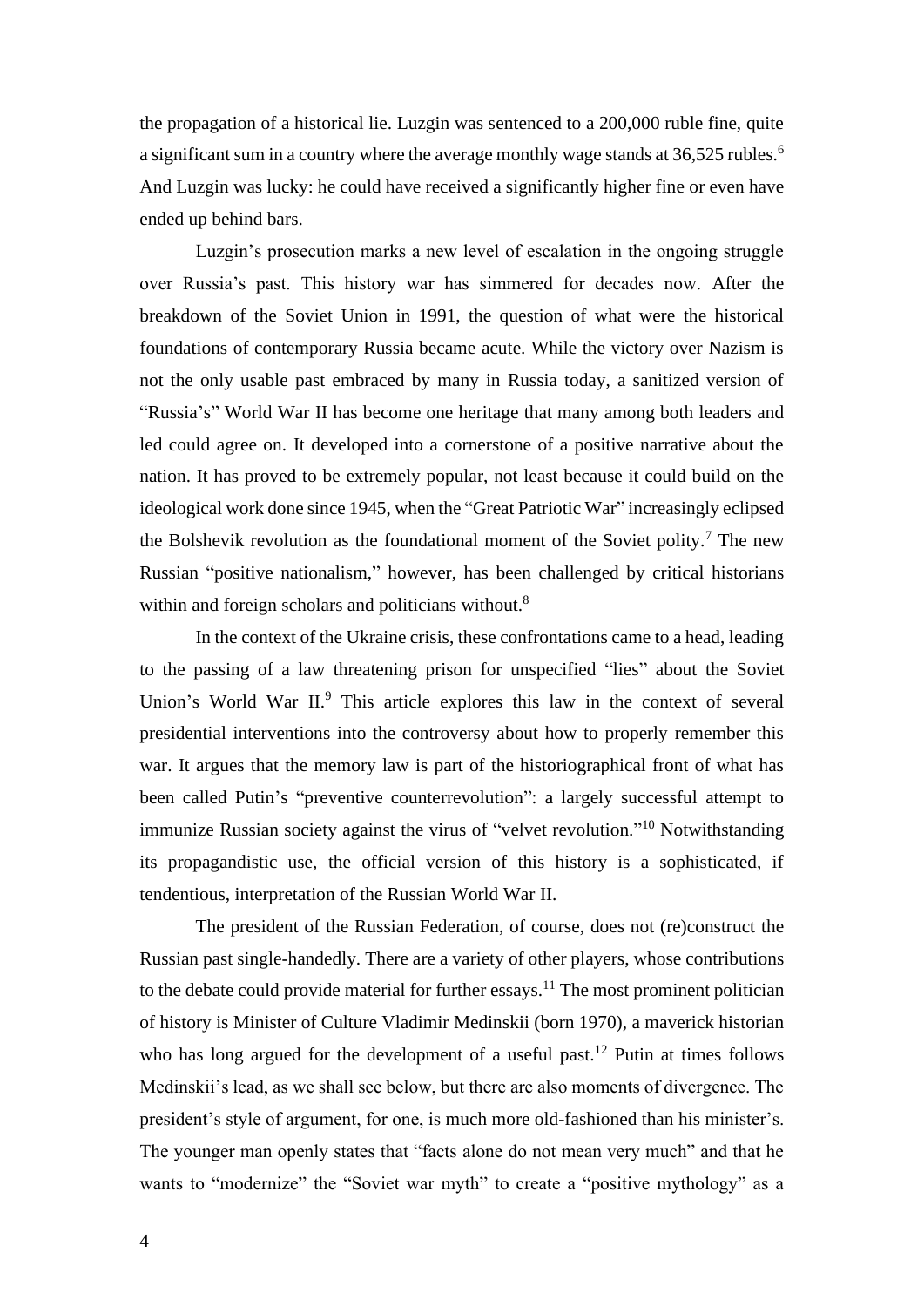the propagation of a historical lie. Luzgin was sentenced to a 200,000 ruble fine, quite a significant sum in a country where the average monthly wage stands at 36,525 rubles.[6] And Luzgin was lucky: he could have received a significantly higher fine or even have ended up behind bars.

Luzgin's prosecution marks a new level of escalation in the ongoing struggle over Russia's past. This history war has simmered for decades now. After the breakdown of the Soviet Union in 1991, the question of what were the historical foundations of contemporary Russia became acute. While the victory over Nazism is not the only usable past embraced by many in Russia today, a sanitized version of "Russia's" World War II has become one heritage that many among both leaders and led could agree on. It developed into a cornerstone of a positive narrative about the nation. It has proved to be extremely popular, not least because it could build on the ideological work done since 1945, when the "Great Patriotic War" increasingly eclipsed the Bolshevik revolution as the foundational moment of the Soviet polity.[7] The new Russian "positive nationalism," however, has been challenged by critical historians within and foreign scholars and politicians without.[8]

In the context of the Ukraine crisis, these confrontations came to a head, leading to the passing of a law threatening prison for unspecified "lies" about the Soviet Union's World War II.[9] This article explores this law in the context of several presidential interventions into the controversy about how to properly remember this war. It argues that the memory law is part of the historiographical front of what has been called Putin's "preventive counterrevolution": a largely successful attempt to immunize Russian society against the virus of "velvet revolution."[10] Notwithstanding its propagandistic use, the official version of this history is a sophisticated, if tendentious, interpretation of the Russian World War II.

The president of the Russian Federation, of course, does not (re)construct the Russian past single-handedly. There are a variety of other players, whose contributions to the debate could provide material for further essays.[11] The most prominent politician of history is Minister of Culture Vladimir Medinskii (born 1970), a maverick historian who has long argued for the development of a useful past.[12] Putin at times follows Medinskii's lead, as we shall see below, but there are also moments of divergence. The president's style of argument, for one, is much more old-fashioned than his minister's. The younger man openly states that "facts alone do not mean very much" and that he wants to "modernize" the "Soviet war myth" to create a "positive mythology" as a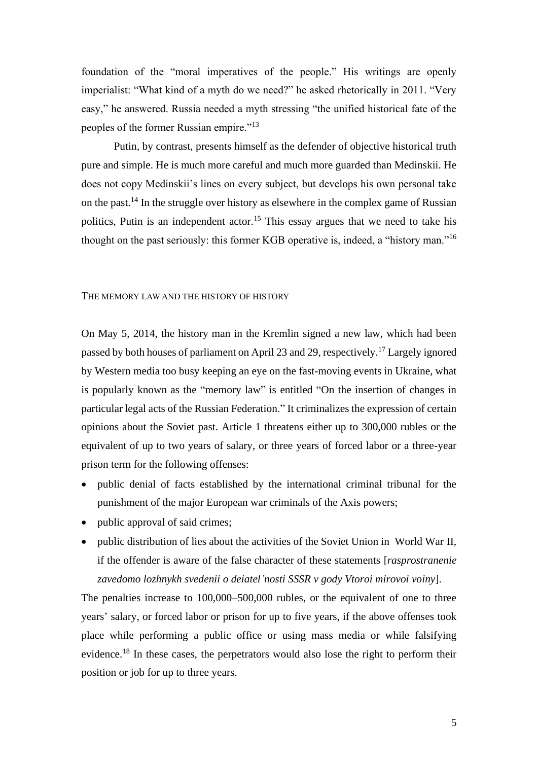foundation of the "moral imperatives of the people." His writings are openly imperialist: "What kind of a myth do we need?" he asked rhetorically in 2011. "Very easy," he answered. Russia needed a myth stressing "the unified historical fate of the peoples of the former Russian empire."[13]

Putin, by contrast, presents himself as the defender of objective historical truth pure and simple. He is much more careful and much more guarded than Medinskii. He does not copy Medinskii's lines on every subject, but develops his own personal take on the past.[14] In the struggle over history as elsewhere in the complex game of Russian politics, Putin is an independent actor.[15] This essay argues that we need to take his thought on the past seriously: this former KGB operative is, indeed, a "history man."[16]

## The memory law and the history of history

On May 5, 2014, the history man in the Kremlin signed a new law, which had been passed by both houses of parliament on April 23 and 29, respectively.[17] Largely ignored by Western media too busy keeping an eye on the fast-moving events in Ukraine, what is popularly known as the "memory law" is entitled "On the insertion of changes in particular legal acts of the Russian Federation." It criminalizes the expression of certain opinions about the Soviet past. Article 1 threatens either up to 300,000 rubles or the equivalent of up to two years of salary, or three years of forced labor or a three-year prison term for the following offenses:

- public denial of facts established by the international criminal tribunal for the punishment of the major European war criminals of the Axis powers;
- public approval of said crimes;
- public distribution of lies about the activities of the Soviet Union in World War II, if the offender is aware of the false character of these statements [*rasprostranenie zavedomo lozhnykh svedenii o deiatel'nosti SSSR v gody Vtoroi mirovoi voiny*].

The penalties increase to 100,000–500,000 rubles, or the equivalent of one to three years' salary, or forced labor or prison for up to five years, if the above offenses took place while performing a public office or using mass media or while falsifying evidence.[18] In these cases, the perpetrators would also lose the right to perform their position or job for up to three years.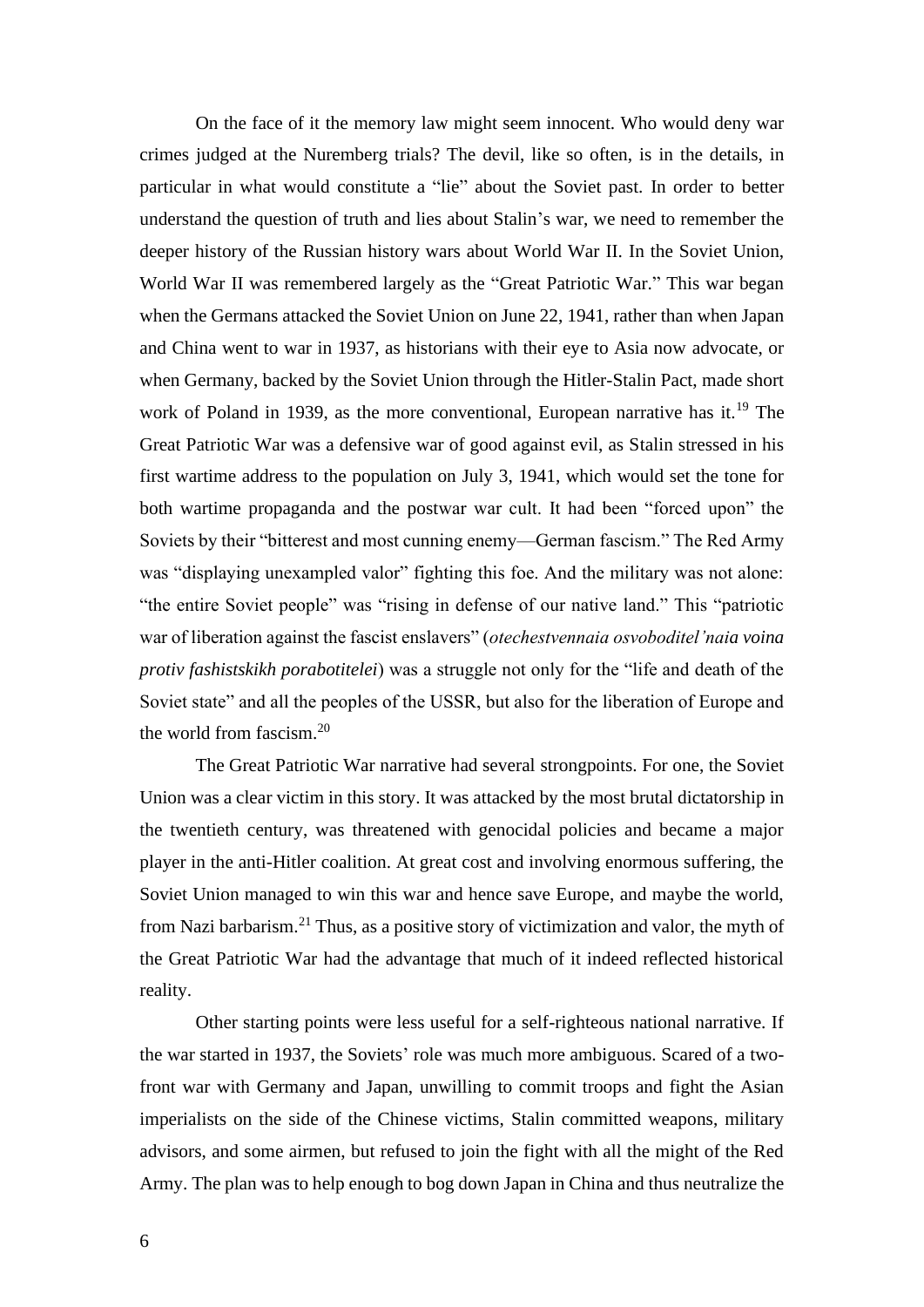On the face of it the memory law might seem innocent. Who would deny war crimes judged at the Nuremberg trials? The devil, like so often, is in the details, in particular in what would constitute a "lie" about the Soviet past. In order to better understand the question of truth and lies about Stalin's war, we need to remember the deeper history of the Russian history wars about World War II. In the Soviet Union, World War II was remembered largely as the "Great Patriotic War." This war began when the Germans attacked the Soviet Union on June 22, 1941, rather than when Japan and China went to war in 1937, as historians with their eye to Asia now advocate, or when Germany, backed by the Soviet Union through the Hitler-Stalin Pact, made short work of Poland in 1939, as the more conventional, European narrative has it.[19] The Great Patriotic War was a defensive war of good against evil, as Stalin stressed in his first wartime address to the population on July 3, 1941, which would set the tone for both wartime propaganda and the postwar war cult. It had been "forced upon" the Soviets by their "bitterest and most cunning enemy—German fascism." The Red Army was "displaying unexampled valor" fighting this foe. And the military was not alone: "the entire Soviet people" was "rising in defense of our native land." This "patriotic war of liberation against the fascist enslavers" (*otechestvennaia osvoboditel'naia voina protiv fashistskikh porabotitelei*) was a struggle not only for the "life and death of the Soviet state" and all the peoples of the USSR, but also for the liberation of Europe and the world from fascism.[20]

The Great Patriotic War narrative had several strongpoints. For one, the Soviet Union was a clear victim in this story. It was attacked by the most brutal dictatorship in the twentieth century, was threatened with genocidal policies and became a major player in the anti-Hitler coalition. At great cost and involving enormous suffering, the Soviet Union managed to win this war and hence save Europe, and maybe the world, from Nazi barbarism.[21] Thus, as a positive story of victimization and valor, the myth of the Great Patriotic War had the advantage that much of it indeed reflected historical reality.

Other starting points were less useful for a self-righteous national narrative. If the war started in 1937, the Soviets' role was much more ambiguous. Scared of a two-front war with Germany and Japan, unwilling to commit troops and fight the Asian imperialists on the side of the Chinese victims, Stalin committed weapons, military advisors, and some airmen, but refused to join the fight with all the might of the Red Army. The plan was to help enough to bog down Japan in China and thus neutralize the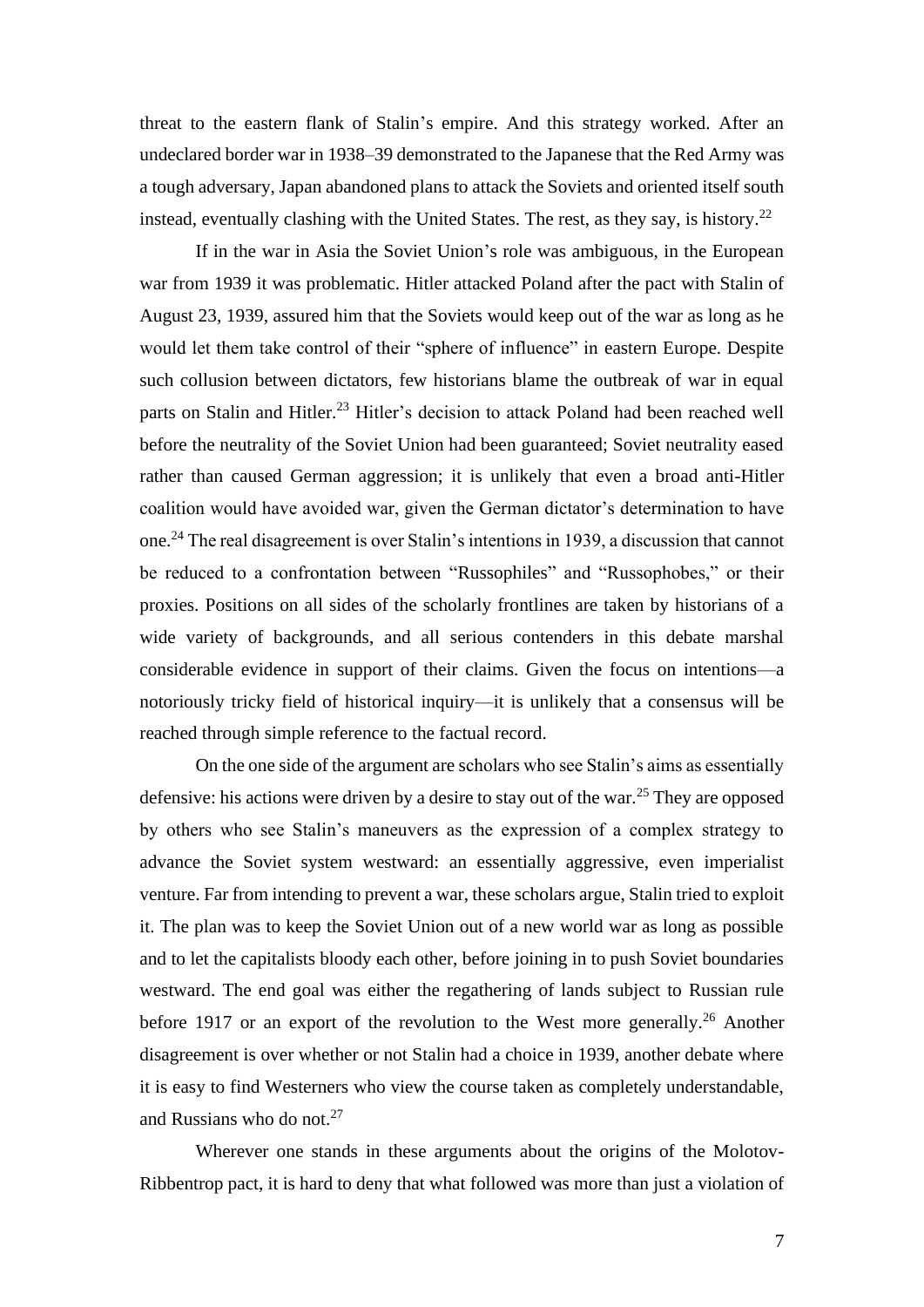threat to the eastern flank of Stalin's empire. And this strategy worked. After an undeclared border war in 1938–39 demonstrated to the Japanese that the Red Army was a tough adversary, Japan abandoned plans to attack the Soviets and oriented itself south instead, eventually clashing with the United States. The rest, as they say, is history.[22]

If in the war in Asia the Soviet Union's role was ambiguous, in the European war from 1939 it was problematic. Hitler attacked Poland after the pact with Stalin of August 23, 1939, assured him that the Soviets would keep out of the war as long as he would let them take control of their "sphere of influence" in eastern Europe. Despite such collusion between dictators, few historians blame the outbreak of war in equal parts on Stalin and Hitler.[23] Hitler's decision to attack Poland had been reached well before the neutrality of the Soviet Union had been guaranteed; Soviet neutrality eased rather than caused German aggression; it is unlikely that even a broad anti-Hitler coalition would have avoided war, given the German dictator's determination to have one.[24] The real disagreement is over Stalin's intentions in 1939, a discussion that cannot be reduced to a confrontation between "Russophiles" and "Russophobes," or their proxies. Positions on all sides of the scholarly frontlines are taken by historians of a wide variety of backgrounds, and all serious contenders in this debate marshal considerable evidence in support of their claims. Given the focus on intentions—a notoriously tricky field of historical inquiry—it is unlikely that a consensus will be reached through simple reference to the factual record.

On the one side of the argument are scholars who see Stalin's aims as essentially defensive: his actions were driven by a desire to stay out of the war.[25] They are opposed by others who see Stalin's maneuvers as the expression of a complex strategy to advance the Soviet system westward: an essentially aggressive, even imperialist venture. Far from intending to prevent a war, these scholars argue, Stalin tried to exploit it. The plan was to keep the Soviet Union out of a new world war as long as possible and to let the capitalists bloody each other, before joining in to push Soviet boundaries westward. The end goal was either the regathering of lands subject to Russian rule before 1917 or an export of the revolution to the West more generally.[26] Another disagreement is over whether or not Stalin had a choice in 1939, another debate where it is easy to find Westerners who view the course taken as completely understandable, and Russians who do not.[27]

Wherever one stands in these arguments about the origins of the Molotov-Ribbentrop pact, it is hard to deny that what followed was more than just a violation of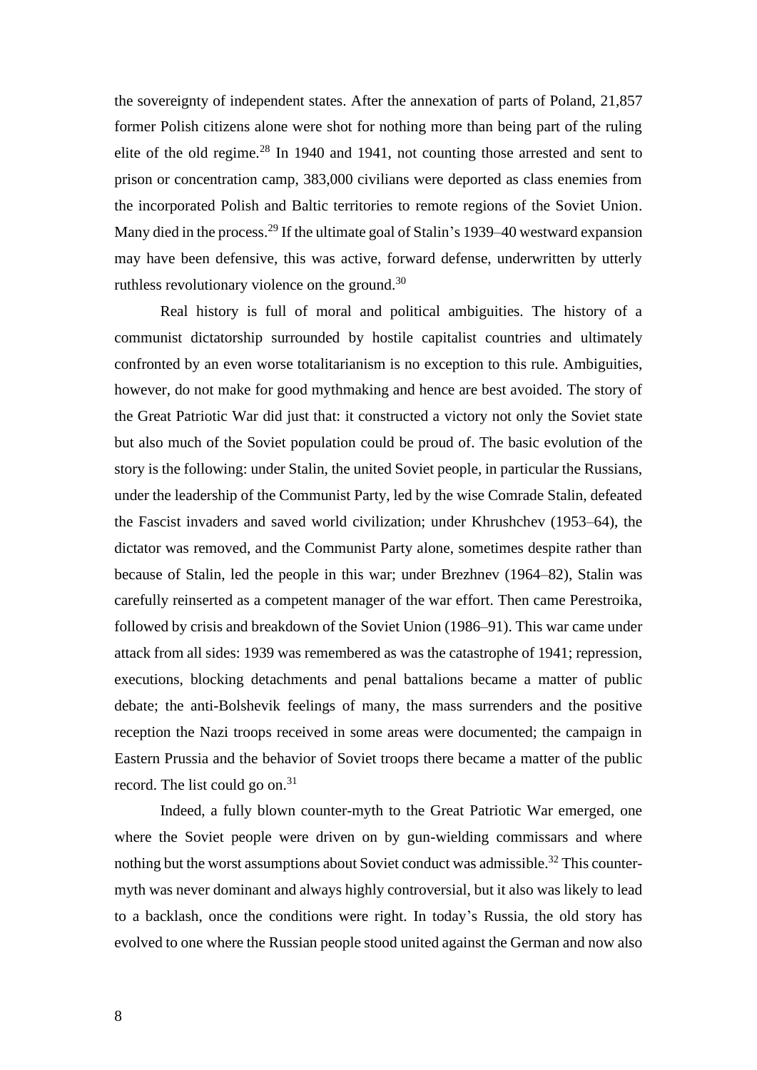the sovereignty of independent states. After the annexation of parts of Poland, 21,857 former Polish citizens alone were shot for nothing more than being part of the ruling elite of the old regime.[28] In 1940 and 1941, not counting those arrested and sent to prison or concentration camp, 383,000 civilians were deported as class enemies from the incorporated Polish and Baltic territories to remote regions of the Soviet Union. Many died in the process.[29] If the ultimate goal of Stalin's 1939–40 westward expansion may have been defensive, this was active, forward defense, underwritten by utterly ruthless revolutionary violence on the ground.[30]

Real history is full of moral and political ambiguities. The history of a communist dictatorship surrounded by hostile capitalist countries and ultimately confronted by an even worse totalitarianism is no exception to this rule. Ambiguities, however, do not make for good mythmaking and hence are best avoided. The story of the Great Patriotic War did just that: it constructed a victory not only the Soviet state but also much of the Soviet population could be proud of. The basic evolution of the story is the following: under Stalin, the united Soviet people, in particular the Russians, under the leadership of the Communist Party, led by the wise Comrade Stalin, defeated the Fascist invaders and saved world civilization; under Khrushchev (1953–64), the dictator was removed, and the Communist Party alone, sometimes despite rather than because of Stalin, led the people in this war; under Brezhnev (1964–82), Stalin was carefully reinserted as a competent manager of the war effort. Then came Perestroika, followed by crisis and breakdown of the Soviet Union (1986–91). This war came under attack from all sides: 1939 was remembered as was the catastrophe of 1941; repression, executions, blocking detachments and penal battalions became a matter of public debate; the anti-Bolshevik feelings of many, the mass surrenders and the positive reception the Nazi troops received in some areas were documented; the campaign in Eastern Prussia and the behavior of Soviet troops there became a matter of the public record. The list could go on.[31]

Indeed, a fully blown counter-myth to the Great Patriotic War emerged, one where the Soviet people were driven on by gun-wielding commissars and where nothing but the worst assumptions about Soviet conduct was admissible.[32] This counter-myth was never dominant and always highly controversial, but it also was likely to lead to a backlash, once the conditions were right. In today's Russia, the old story has evolved to one where the Russian people stood united against the German and now also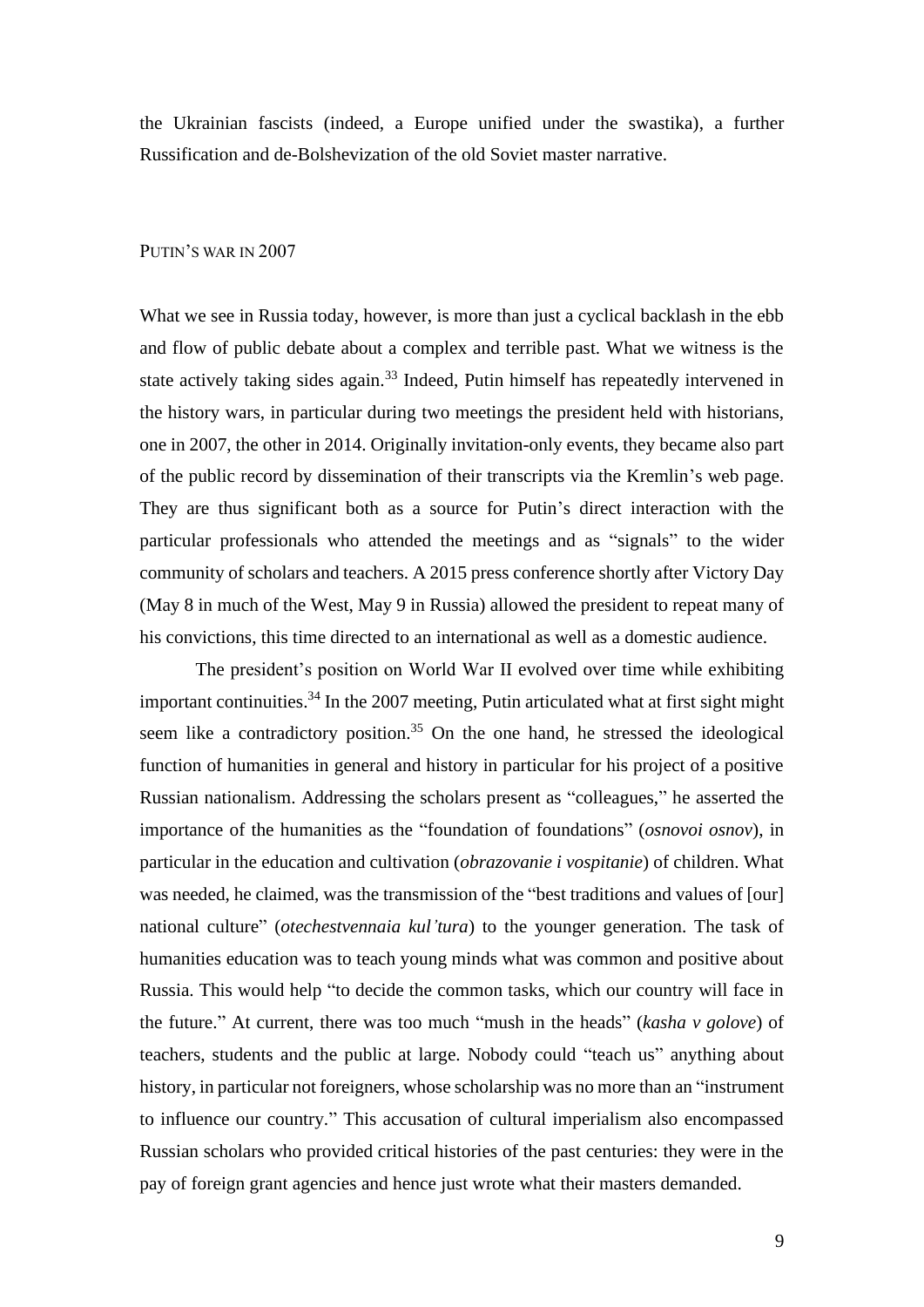the Ukrainian fascists (indeed, a Europe unified under the swastika), a further Russification and de-Bolshevization of the old Soviet master narrative.

## Putin's war in 2007

What we see in Russia today, however, is more than just a cyclical backlash in the ebb and flow of public debate about a complex and terrible past. What we witness is the state actively taking sides again.[33] Indeed, Putin himself has repeatedly intervened in the history wars, in particular during two meetings the president held with historians, one in 2007, the other in 2014. Originally invitation-only events, they became also part of the public record by dissemination of their transcripts via the Kremlin's web page. They are thus significant both as a source for Putin's direct interaction with the particular professionals who attended the meetings and as "signals" to the wider community of scholars and teachers. A 2015 press conference shortly after Victory Day (May 8 in much of the West, May 9 in Russia) allowed the president to repeat many of his convictions, this time directed to an international as well as a domestic audience.

The president's position on World War II evolved over time while exhibiting important continuities.[34] In the 2007 meeting, Putin articulated what at first sight might seem like a contradictory position.[35] On the one hand, he stressed the ideological function of humanities in general and history in particular for his project of a positive Russian nationalism. Addressing the scholars present as "colleagues," he asserted the importance of the humanities as the "foundation of foundations" (*osnovoi osnov*), in particular in the education and cultivation (*obrazovanie i vospitanie*) of children. What was needed, he claimed, was the transmission of the "best traditions and values of [our] national culture" (*otechestvennaia kul'tura*) to the younger generation. The task of humanities education was to teach young minds what was common and positive about Russia. This would help "to decide the common tasks, which our country will face in the future." At current, there was too much "mush in the heads" (*kasha v golove*) of teachers, students and the public at large. Nobody could "teach us" anything about history, in particular not foreigners, whose scholarship was no more than an "instrument to influence our country." This accusation of cultural imperialism also encompassed Russian scholars who provided critical histories of the past centuries: they were in the pay of foreign grant agencies and hence just wrote what their masters demanded.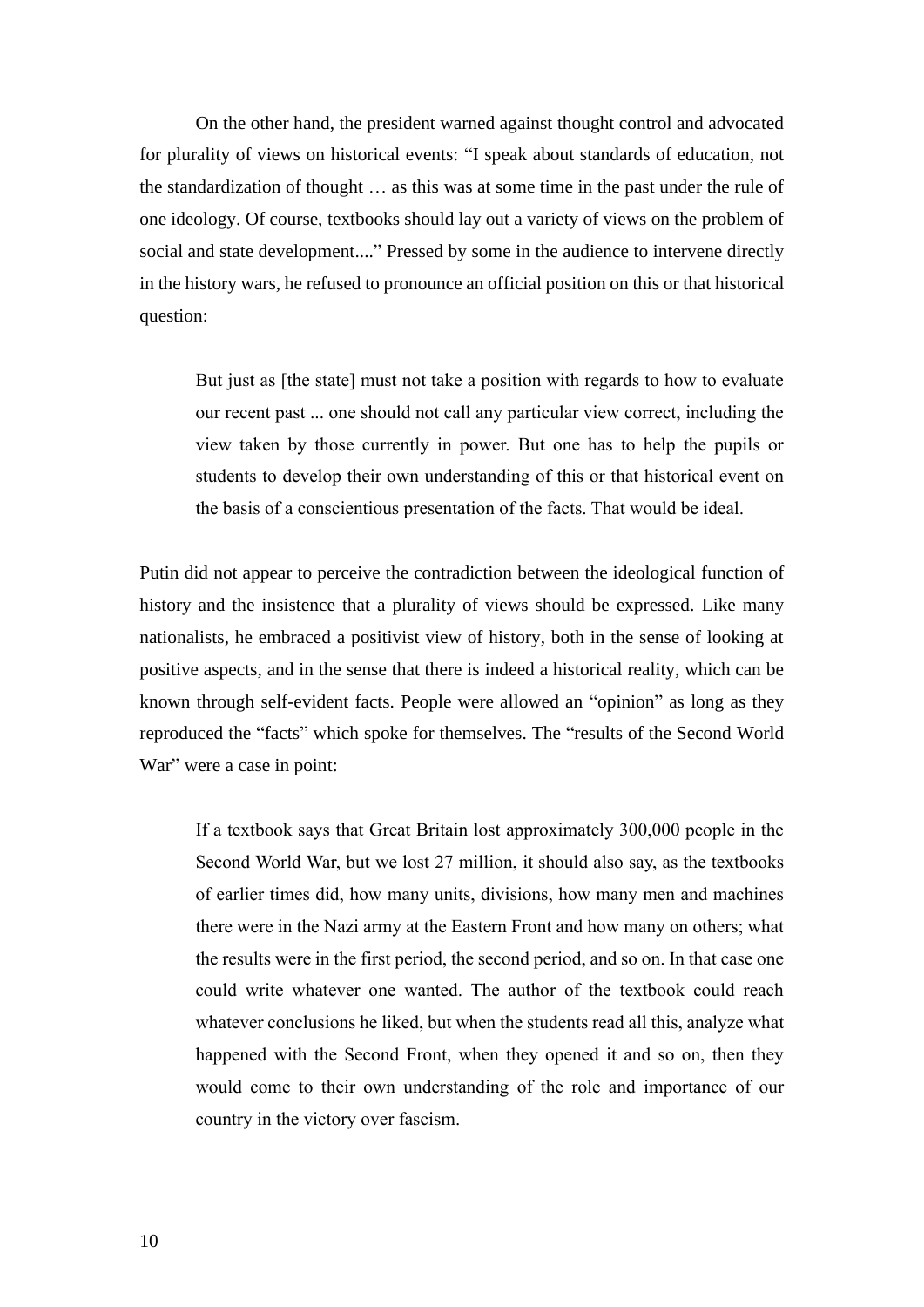On the other hand, the president warned against thought control and advocated for plurality of views on historical events: "I speak about standards of education, not the standardization of thought … as this was at some time in the past under the rule of one ideology. Of course, textbooks should lay out a variety of views on the problem of social and state development...." Pressed by some in the audience to intervene directly in the history wars, he refused to pronounce an official position on this or that historical question:

> But just as [the state] must not take a position with regards to how to evaluate our recent past ... one should not call any particular view correct, including the view taken by those currently in power. But one has to help the pupils or students to develop their own understanding of this or that historical event on the basis of a conscientious presentation of the facts. That would be ideal.

Putin did not appear to perceive the contradiction between the ideological function of history and the insistence that a plurality of views should be expressed. Like many nationalists, he embraced a positivist view of history, both in the sense of looking at positive aspects, and in the sense that there is indeed a historical reality, which can be known through self-evident facts. People were allowed an "opinion" as long as they reproduced the "facts" which spoke for themselves. The "results of the Second World War" were a case in point:

> If a textbook says that Great Britain lost approximately 300,000 people in the Second World War, but we lost 27 million, it should also say, as the textbooks of earlier times did, how many units, divisions, how many men and machines there were in the Nazi army at the Eastern Front and how many on others; what the results were in the first period, the second period, and so on. In that case one could write whatever one wanted. The author of the textbook could reach whatever conclusions he liked, but when the students read all this, analyze what happened with the Second Front, when they opened it and so on, then they would come to their own understanding of the role and importance of our country in the victory over fascism.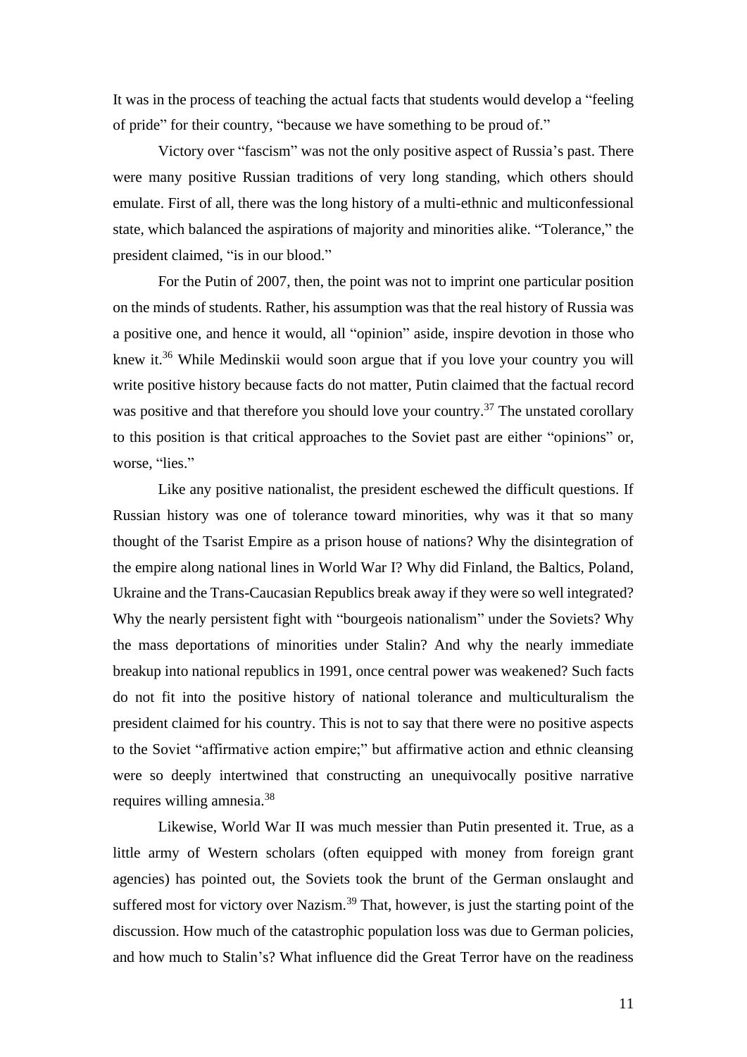It was in the process of teaching the actual facts that students would develop a "feeling of pride" for their country, "because we have something to be proud of."

Victory over "fascism" was not the only positive aspect of Russia's past. There were many positive Russian traditions of very long standing, which others should emulate. First of all, there was the long history of a multi-ethnic and multiconfessional state, which balanced the aspirations of majority and minorities alike. "Tolerance," the president claimed, "is in our blood."

For the Putin of 2007, then, the point was not to imprint one particular position on the minds of students. Rather, his assumption was that the real history of Russia was a positive one, and hence it would, all "opinion" aside, inspire devotion in those who knew it.[36] While Medinskii would soon argue that if you love your country you will write positive history because facts do not matter, Putin claimed that the factual record was positive and that therefore you should love your country.[37] The unstated corollary to this position is that critical approaches to the Soviet past are either "opinions" or, worse, "lies."

Like any positive nationalist, the president eschewed the difficult questions. If Russian history was one of tolerance toward minorities, why was it that so many thought of the Tsarist Empire as a prison house of nations? Why the disintegration of the empire along national lines in World War I? Why did Finland, the Baltics, Poland, Ukraine and the Trans-Caucasian Republics break away if they were so well integrated? Why the nearly persistent fight with "bourgeois nationalism" under the Soviets? Why the mass deportations of minorities under Stalin? And why the nearly immediate breakup into national republics in 1991, once central power was weakened? Such facts do not fit into the positive history of national tolerance and multiculturalism the president claimed for his country. This is not to say that there were no positive aspects to the Soviet "affirmative action empire;" but affirmative action and ethnic cleansing were so deeply intertwined that constructing an unequivocally positive narrative requires willing amnesia.[38]

Likewise, World War II was much messier than Putin presented it. True, as a little army of Western scholars (often equipped with money from foreign grant agencies) has pointed out, the Soviets took the brunt of the German onslaught and suffered most for victory over Nazism.[39] That, however, is just the starting point of the discussion. How much of the catastrophic population loss was due to German policies, and how much to Stalin's? What influence did the Great Terror have on the readiness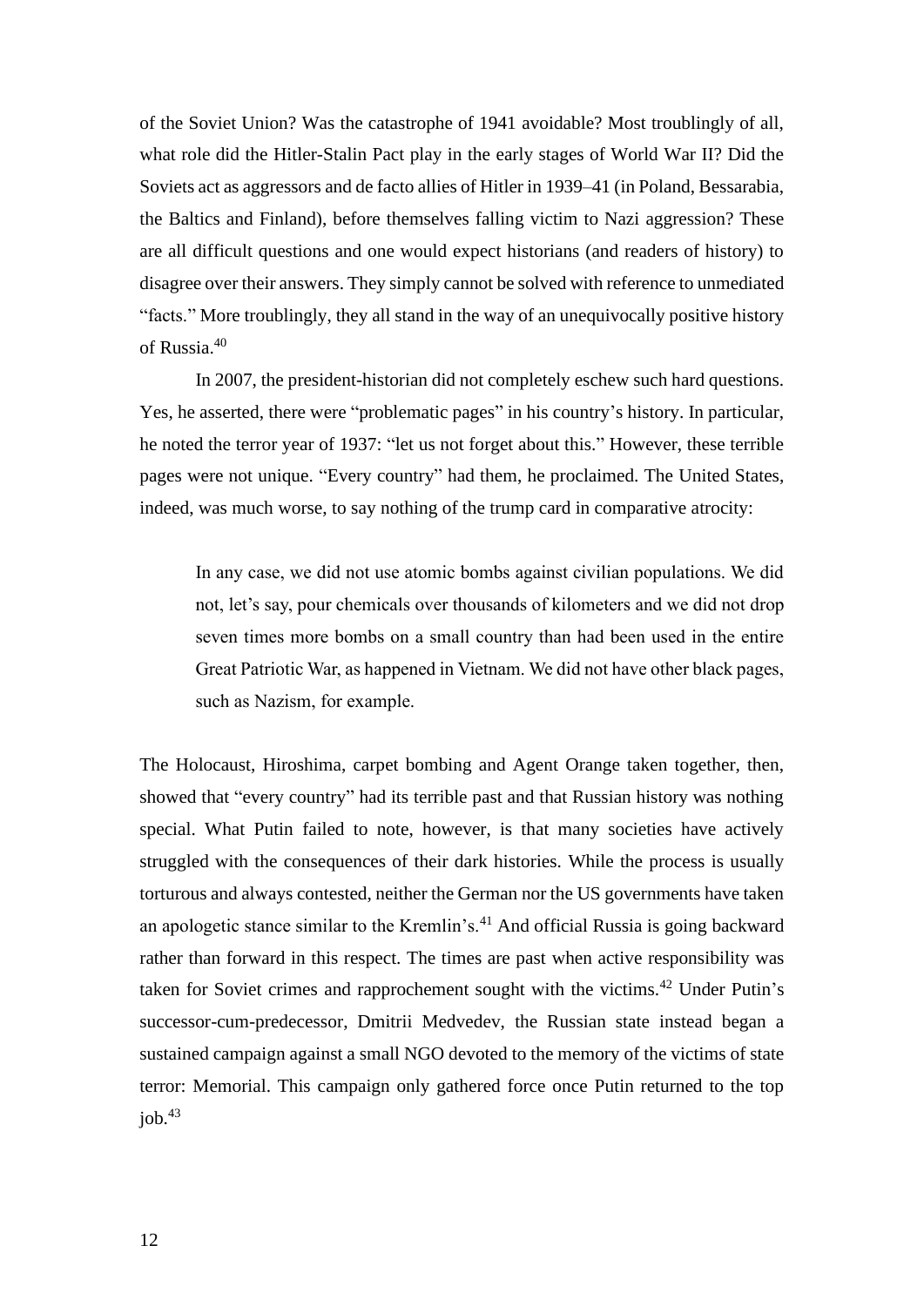of the Soviet Union? Was the catastrophe of 1941 avoidable? Most troublingly of all, what role did the Hitler-Stalin Pact play in the early stages of World War II? Did the Soviets act as aggressors and de facto allies of Hitler in 1939–41 (in Poland, Bessarabia, the Baltics and Finland), before themselves falling victim to Nazi aggression? These are all difficult questions and one would expect historians (and readers of history) to disagree over their answers. They simply cannot be solved with reference to unmediated "facts." More troublingly, they all stand in the way of an unequivocally positive history of Russia.[40]

In 2007, the president-historian did not completely eschew such hard questions. Yes, he asserted, there were "problematic pages" in his country's history. In particular, he noted the terror year of 1937: "let us not forget about this." However, these terrible pages were not unique. "Every country" had them, he proclaimed. The United States, indeed, was much worse, to say nothing of the trump card in comparative atrocity:

> In any case, we did not use atomic bombs against civilian populations. We did not, let's say, pour chemicals over thousands of kilometers and we did not drop seven times more bombs on a small country than had been used in the entire Great Patriotic War, as happened in Vietnam. We did not have other black pages, such as Nazism, for example.

The Holocaust, Hiroshima, carpet bombing and Agent Orange taken together, then, showed that "every country" had its terrible past and that Russian history was nothing special. What Putin failed to note, however, is that many societies have actively struggled with the consequences of their dark histories. While the process is usually torturous and always contested, neither the German nor the US governments have taken an apologetic stance similar to the Kremlin's.[41] And official Russia is going backward rather than forward in this respect. The times are past when active responsibility was taken for Soviet crimes and rapprochement sought with the victims.[42] Under Putin's successor-cum-predecessor, Dmitrii Medvedev, the Russian state instead began a sustained campaign against a small NGO devoted to the memory of the victims of state terror: Memorial. This campaign only gathered force once Putin returned to the top job.[43]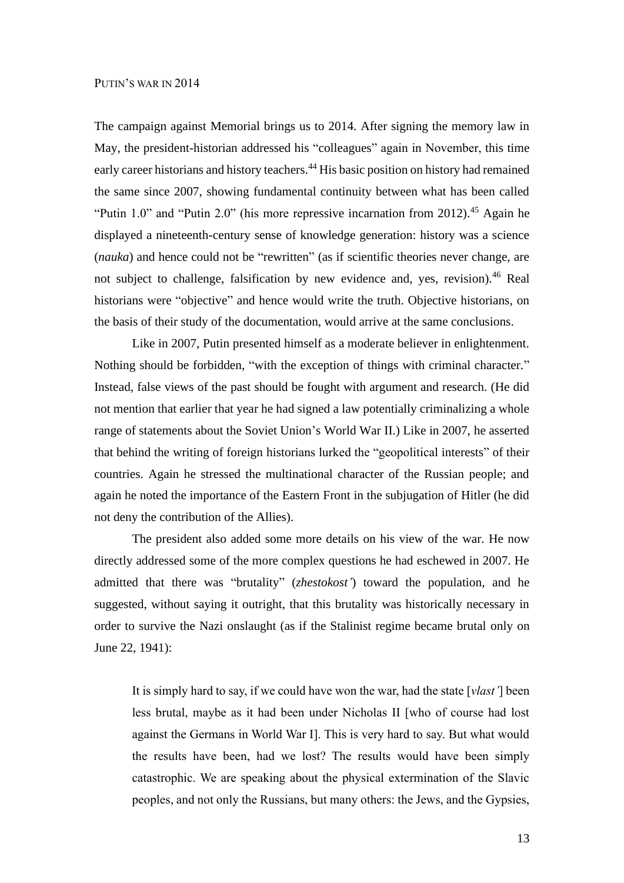## PUTIN'S WAR IN 2014

The campaign against Memorial brings us to 2014. After signing the memory law in May, the president-historian addressed his "colleagues" again in November, this time early career historians and history teachers.[44] His basic position on history had remained the same since 2007, showing fundamental continuity between what has been called "Putin 1.0" and "Putin 2.0" (his more repressive incarnation from 2012).[45] Again he displayed a nineteenth-century sense of knowledge generation: history was a science (*nauka*) and hence could not be "rewritten" (as if scientific theories never change, are not subject to challenge, falsification by new evidence and, yes, revision).[46] Real historians were "objective" and hence would write the truth. Objective historians, on the basis of their study of the documentation, would arrive at the same conclusions.

Like in 2007, Putin presented himself as a moderate believer in enlightenment. Nothing should be forbidden, "with the exception of things with criminal character." Instead, false views of the past should be fought with argument and research. (He did not mention that earlier that year he had signed a law potentially criminalizing a whole range of statements about the Soviet Union's World War II.) Like in 2007, he asserted that behind the writing of foreign historians lurked the "geopolitical interests" of their countries. Again he stressed the multinational character of the Russian people; and again he noted the importance of the Eastern Front in the subjugation of Hitler (he did not deny the contribution of the Allies).

The president also added some more details on his view of the war. He now directly addressed some of the more complex questions he had eschewed in 2007. He admitted that there was "brutality" (*zhestokost'*) toward the population, and he suggested, without saying it outright, that this brutality was historically necessary in order to survive the Nazi onslaught (as if the Stalinist regime became brutal only on June 22, 1941):

> It is simply hard to say, if we could have won the war, had the state [*vlast'*] been less brutal, maybe as it had been under Nicholas II [who of course had lost against the Germans in World War I]. This is very hard to say. But what would the results have been, had we lost? The results would have been simply catastrophic. We are speaking about the physical extermination of the Slavic peoples, and not only the Russians, but many others: the Jews, and the Gypsies,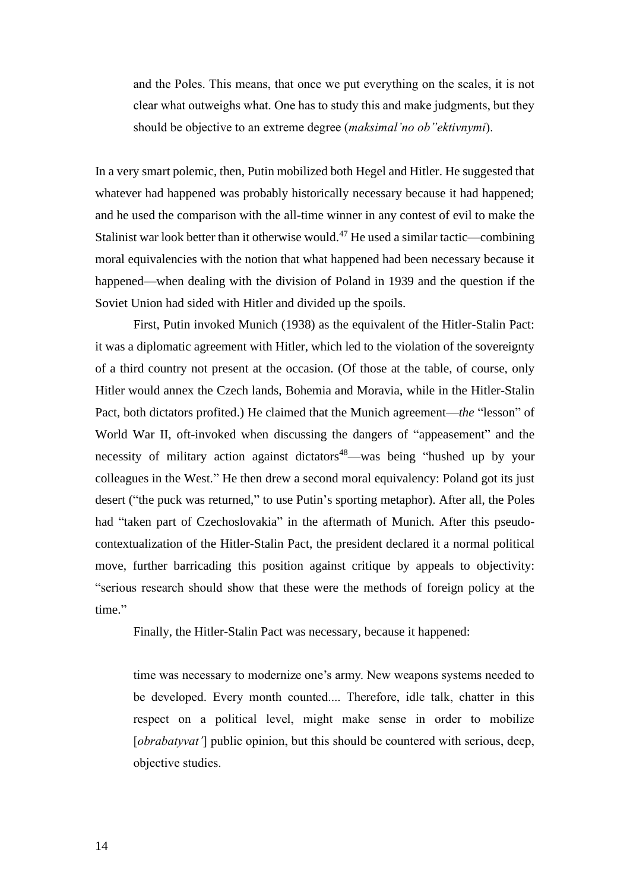> and the Poles. This means, that once we put everything on the scales, it is not clear what outweighs what. One has to study this and make judgments, but they should be objective to an extreme degree (*maksimal'no ob"ektivnymi*).

In a very smart polemic, then, Putin mobilized both Hegel and Hitler. He suggested that whatever had happened was probably historically necessary because it had happened; and he used the comparison with the all-time winner in any contest of evil to make the Stalinist war look better than it otherwise would.[47] He used a similar tactic—combining moral equivalencies with the notion that what happened had been necessary because it happened—when dealing with the division of Poland in 1939 and the question if the Soviet Union had sided with Hitler and divided up the spoils.

First, Putin invoked Munich (1938) as the equivalent of the Hitler-Stalin Pact: it was a diplomatic agreement with Hitler, which led to the violation of the sovereignty of a third country not present at the occasion. (Of those at the table, of course, only Hitler would annex the Czech lands, Bohemia and Moravia, while in the Hitler-Stalin Pact, both dictators profited.) He claimed that the Munich agreement—*the* "lesson" of World War II, oft-invoked when discussing the dangers of "appeasement" and the necessity of military action against dictators[48]—was being "hushed up by your colleagues in the West." He then drew a second moral equivalency: Poland got its just desert ("the puck was returned," to use Putin's sporting metaphor). After all, the Poles had "taken part of Czechoslovakia" in the aftermath of Munich. After this pseudo-contextualization of the Hitler-Stalin Pact, the president declared it a normal political move, further barricading this position against critique by appeals to objectivity: "serious research should show that these were the methods of foreign policy at the time."

Finally, the Hitler-Stalin Pact was necessary, because it happened:

> time was necessary to modernize one's army. New weapons systems needed to be developed. Every month counted.... Therefore, idle talk, chatter in this respect on a political level, might make sense in order to mobilize [*obrabatyvat'*] public opinion, but this should be countered with serious, deep, objective studies.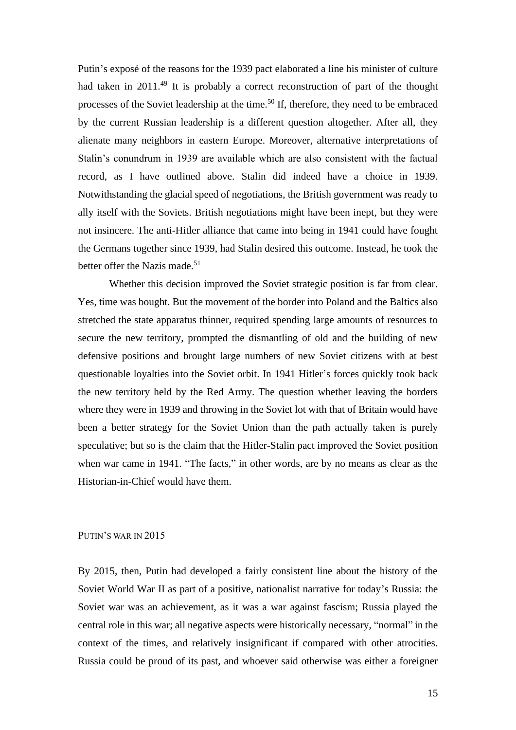Putin's exposé of the reasons for the 1939 pact elaborated a line his minister of culture had taken in 2011.[49] It is probably a correct reconstruction of part of the thought processes of the Soviet leadership at the time.[50] If, therefore, they need to be embraced by the current Russian leadership is a different question altogether. After all, they alienate many neighbors in eastern Europe. Moreover, alternative interpretations of Stalin's conundrum in 1939 are available which are also consistent with the factual record, as I have outlined above. Stalin did indeed have a choice in 1939. Notwithstanding the glacial speed of negotiations, the British government was ready to ally itself with the Soviets. British negotiations might have been inept, but they were not insincere. The anti-Hitler alliance that came into being in 1941 could have fought the Germans together since 1939, had Stalin desired this outcome. Instead, he took the better offer the Nazis made.[51]

Whether this decision improved the Soviet strategic position is far from clear. Yes, time was bought. But the movement of the border into Poland and the Baltics also stretched the state apparatus thinner, required spending large amounts of resources to secure the new territory, prompted the dismantling of old and the building of new defensive positions and brought large numbers of new Soviet citizens with at best questionable loyalties into the Soviet orbit. In 1941 Hitler's forces quickly took back the new territory held by the Red Army. The question whether leaving the borders where they were in 1939 and throwing in the Soviet lot with that of Britain would have been a better strategy for the Soviet Union than the path actually taken is purely speculative; but so is the claim that the Hitler-Stalin pact improved the Soviet position when war came in 1941. "The facts," in other words, are by no means as clear as the Historian-in-Chief would have them.

## PUTIN'S WAR IN 2015

By 2015, then, Putin had developed a fairly consistent line about the history of the Soviet World War II as part of a positive, nationalist narrative for today's Russia: the Soviet war was an achievement, as it was a war against fascism; Russia played the central role in this war; all negative aspects were historically necessary, "normal" in the context of the times, and relatively insignificant if compared with other atrocities. Russia could be proud of its past, and whoever said otherwise was either a foreigner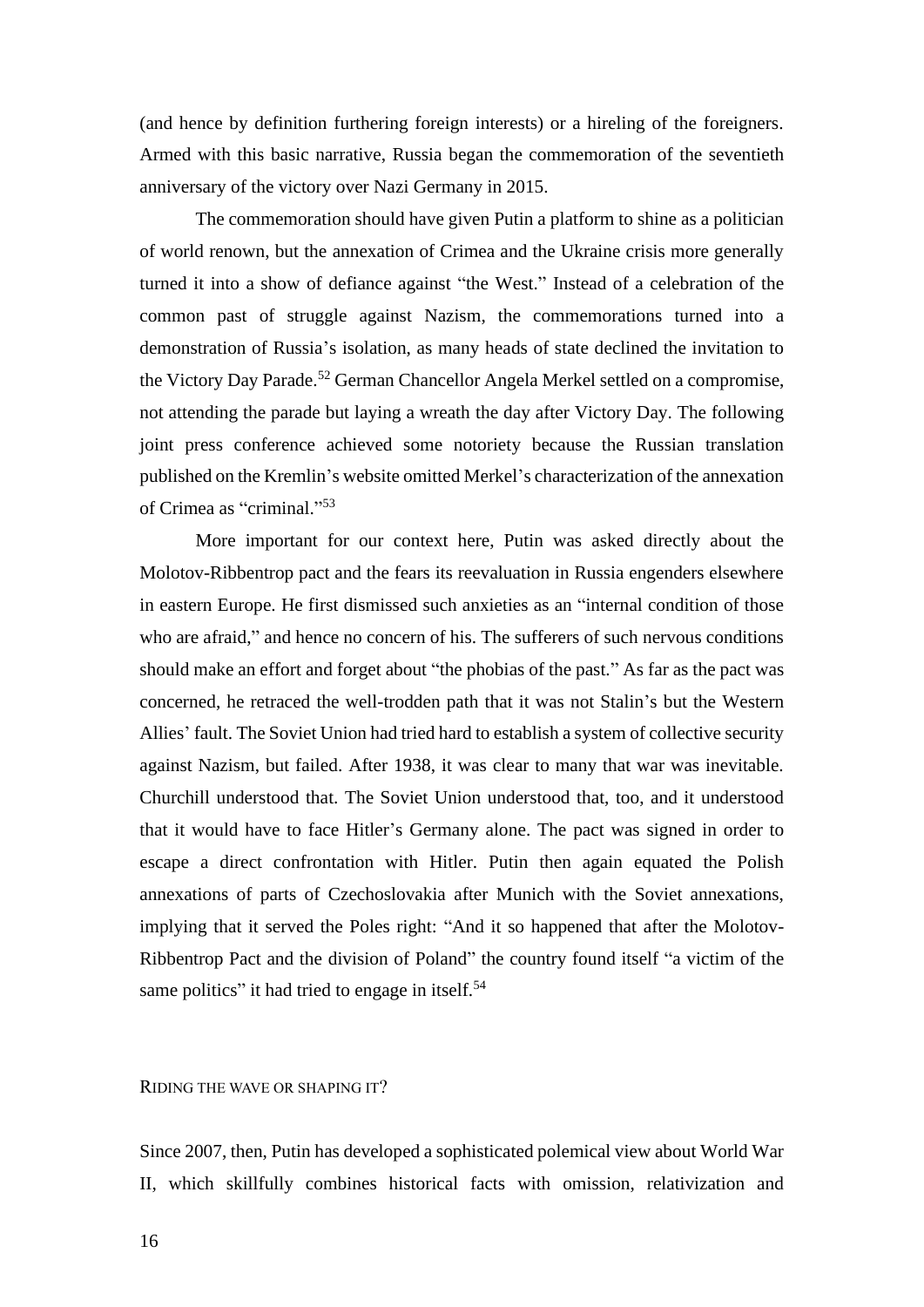(and hence by definition furthering foreign interests) or a hireling of the foreigners. Armed with this basic narrative, Russia began the commemoration of the seventieth anniversary of the victory over Nazi Germany in 2015.

The commemoration should have given Putin a platform to shine as a politician of world renown, but the annexation of Crimea and the Ukraine crisis more generally turned it into a show of defiance against "the West." Instead of a celebration of the common past of struggle against Nazism, the commemorations turned into a demonstration of Russia's isolation, as many heads of state declined the invitation to the Victory Day Parade.[52] German Chancellor Angela Merkel settled on a compromise, not attending the parade but laying a wreath the day after Victory Day. The following joint press conference achieved some notoriety because the Russian translation published on the Kremlin's website omitted Merkel's characterization of the annexation of Crimea as "criminal."[53]

More important for our context here, Putin was asked directly about the Molotov-Ribbentrop pact and the fears its reevaluation in Russia engenders elsewhere in eastern Europe. He first dismissed such anxieties as an "internal condition of those who are afraid," and hence no concern of his. The sufferers of such nervous conditions should make an effort and forget about "the phobias of the past." As far as the pact was concerned, he retraced the well-trodden path that it was not Stalin's but the Western Allies' fault. The Soviet Union had tried hard to establish a system of collective security against Nazism, but failed. After 1938, it was clear to many that war was inevitable. Churchill understood that. The Soviet Union understood that, too, and it understood that it would have to face Hitler's Germany alone. The pact was signed in order to escape a direct confrontation with Hitler. Putin then again equated the Polish annexations of parts of Czechoslovakia after Munich with the Soviet annexations, implying that it served the Poles right: "And it so happened that after the Molotov-Ribbentrop Pact and the division of Poland" the country found itself "a victim of the same politics" it had tried to engage in itself.[54]

## Riding the wave or shaping it?

Since 2007, then, Putin has developed a sophisticated polemical view about World War II, which skillfully combines historical facts with omission, relativization and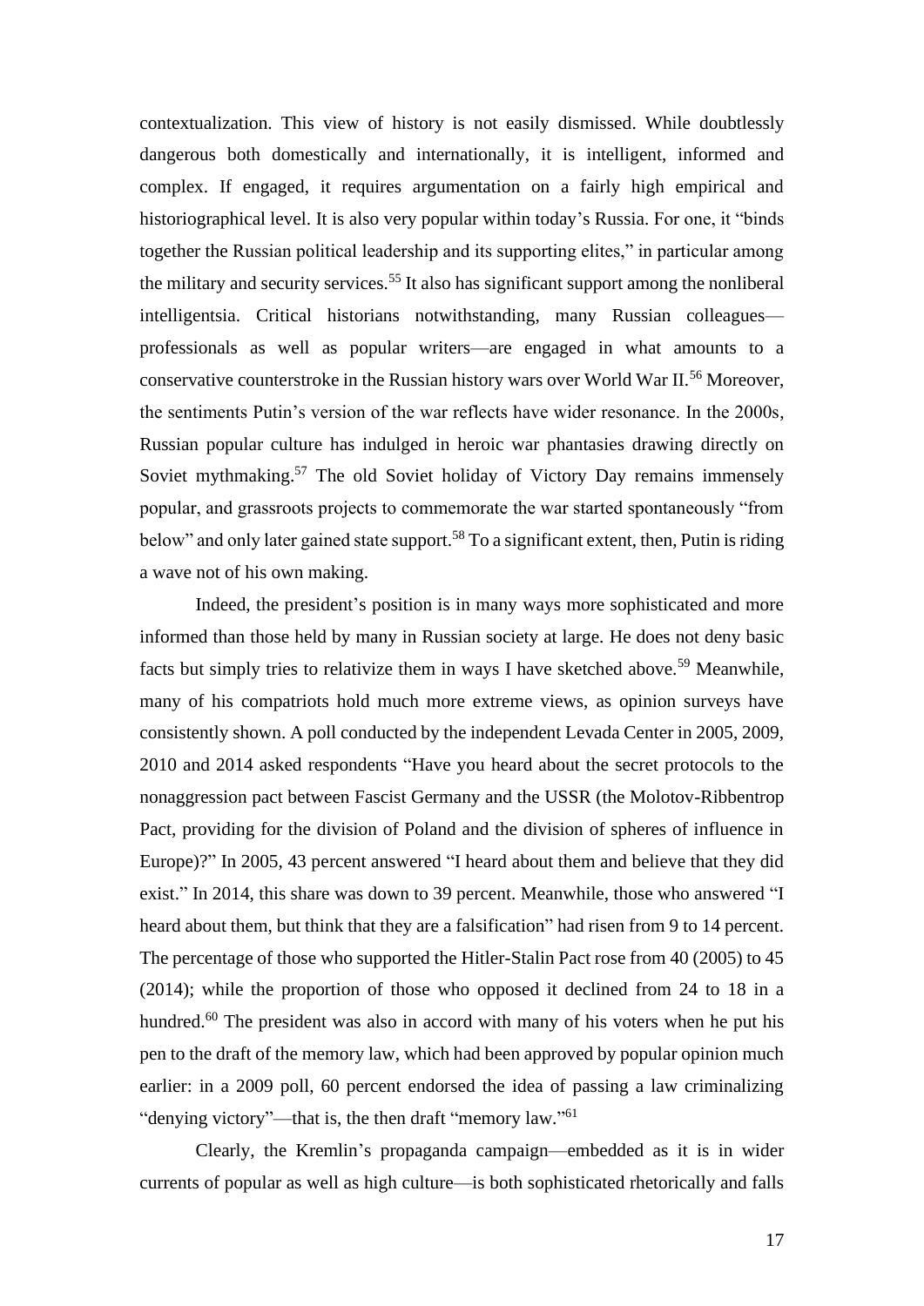contextualization. This view of history is not easily dismissed. While doubtlessly dangerous both domestically and internationally, it is intelligent, informed and complex. If engaged, it requires argumentation on a fairly high empirical and historiographical level. It is also very popular within today's Russia. For one, it "binds together the Russian political leadership and its supporting elites," in particular among the military and security services.[55] It also has significant support among the nonliberal intelligentsia. Critical historians notwithstanding, many Russian colleagues—professionals as well as popular writers—are engaged in what amounts to a conservative counterstroke in the Russian history wars over World War II.[56] Moreover, the sentiments Putin's version of the war reflects have wider resonance. In the 2000s, Russian popular culture has indulged in heroic war phantasies drawing directly on Soviet mythmaking.[57] The old Soviet holiday of Victory Day remains immensely popular, and grassroots projects to commemorate the war started spontaneously "from below" and only later gained state support.[58] To a significant extent, then, Putin is riding a wave not of his own making.

Indeed, the president's position is in many ways more sophisticated and more informed than those held by many in Russian society at large. He does not deny basic facts but simply tries to relativize them in ways I have sketched above.[59] Meanwhile, many of his compatriots hold much more extreme views, as opinion surveys have consistently shown. A poll conducted by the independent Levada Center in 2005, 2009, 2010 and 2014 asked respondents "Have you heard about the secret protocols to the nonaggression pact between Fascist Germany and the USSR (the Molotov-Ribbentrop Pact, providing for the division of Poland and the division of spheres of influence in Europe)?" In 2005, 43 percent answered "I heard about them and believe that they did exist." In 2014, this share was down to 39 percent. Meanwhile, those who answered "I heard about them, but think that they are a falsification" had risen from 9 to 14 percent. The percentage of those who supported the Hitler-Stalin Pact rose from 40 (2005) to 45 (2014); while the proportion of those who opposed it declined from 24 to 18 in a hundred.[60] The president was also in accord with many of his voters when he put his pen to the draft of the memory law, which had been approved by popular opinion much earlier: in a 2009 poll, 60 percent endorsed the idea of passing a law criminalizing "denying victory"—that is, the then draft "memory law."[61]

Clearly, the Kremlin's propaganda campaign—embedded as it is in wider currents of popular as well as high culture—is both sophisticated rhetorically and falls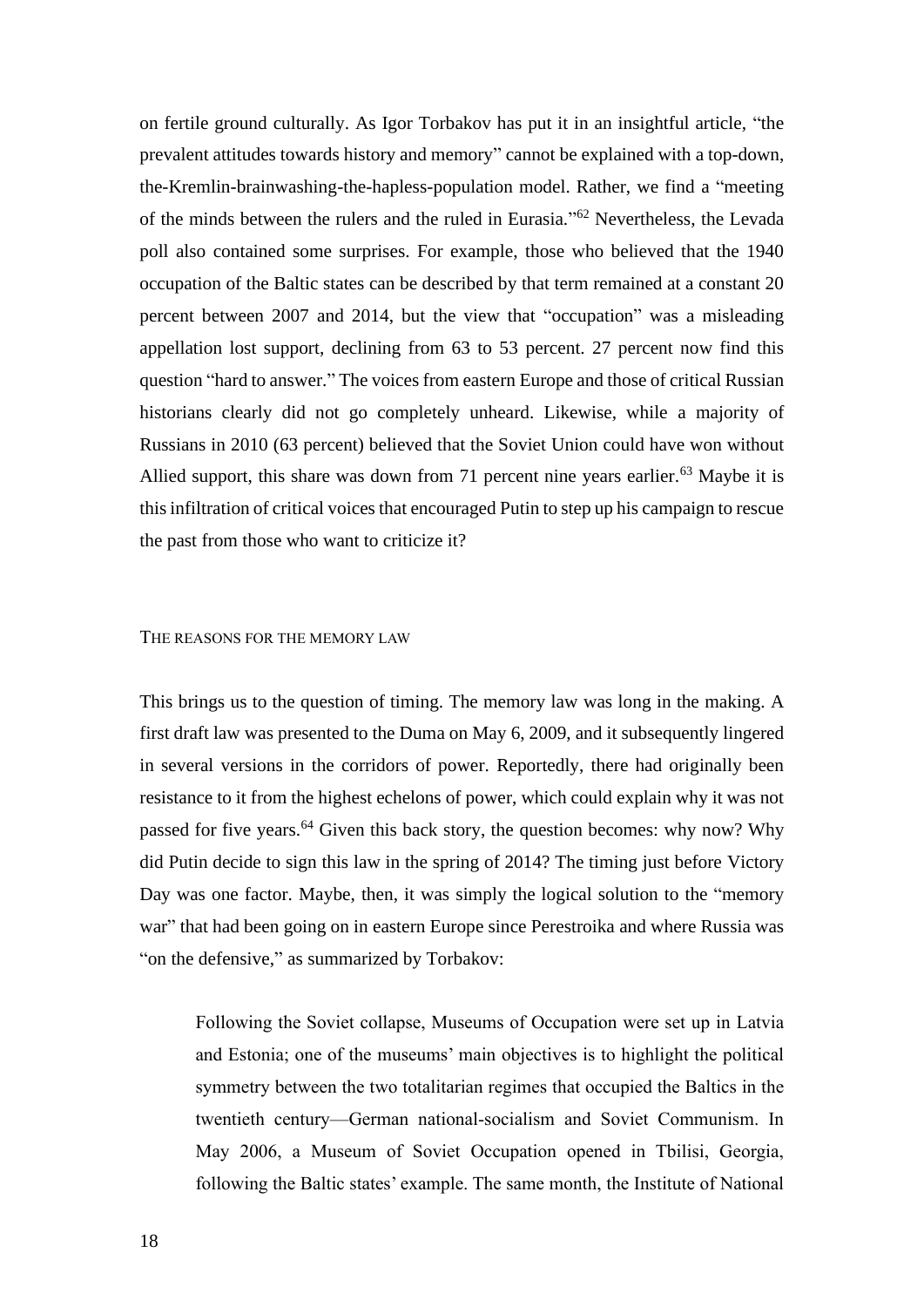on fertile ground culturally. As Igor Torbakov has put it in an insightful article, "the prevalent attitudes towards history and memory" cannot be explained with a top-down, the-Kremlin-brainwashing-the-hapless-population model. Rather, we find a "meeting of the minds between the rulers and the ruled in Eurasia."[62] Nevertheless, the Levada poll also contained some surprises. For example, those who believed that the 1940 occupation of the Baltic states can be described by that term remained at a constant 20 percent between 2007 and 2014, but the view that "occupation" was a misleading appellation lost support, declining from 63 to 53 percent. 27 percent now find this question "hard to answer." The voices from eastern Europe and those of critical Russian historians clearly did not go completely unheard. Likewise, while a majority of Russians in 2010 (63 percent) believed that the Soviet Union could have won without Allied support, this share was down from 71 percent nine years earlier.[63] Maybe it is this infiltration of critical voices that encouraged Putin to step up his campaign to rescue the past from those who want to criticize it?

## The reasons for the memory law

This brings us to the question of timing. The memory law was long in the making. A first draft law was presented to the Duma on May 6, 2009, and it subsequently lingered in several versions in the corridors of power. Reportedly, there had originally been resistance to it from the highest echelons of power, which could explain why it was not passed for five years.[64] Given this back story, the question becomes: why now? Why did Putin decide to sign this law in the spring of 2014? The timing just before Victory Day was one factor. Maybe, then, it was simply the logical solution to the "memory war" that had been going on in eastern Europe since Perestroika and where Russia was "on the defensive," as summarized by Torbakov:

> Following the Soviet collapse, Museums of Occupation were set up in Latvia and Estonia; one of the museums' main objectives is to highlight the political symmetry between the two totalitarian regimes that occupied the Baltics in the twentieth century—German national-socialism and Soviet Communism. In May 2006, a Museum of Soviet Occupation opened in Tbilisi, Georgia, following the Baltic states' example. The same month, the Institute of National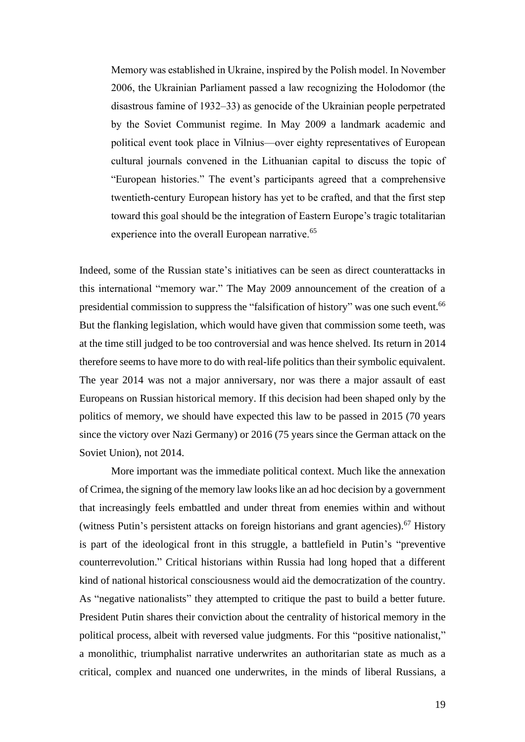> Memory was established in Ukraine, inspired by the Polish model. In November 2006, the Ukrainian Parliament passed a law recognizing the Holodomor (the disastrous famine of 1932–33) as genocide of the Ukrainian people perpetrated by the Soviet Communist regime. In May 2009 a landmark academic and political event took place in Vilnius—over eighty representatives of European cultural journals convened in the Lithuanian capital to discuss the topic of "European histories." The event's participants agreed that a comprehensive twentieth-century European history has yet to be crafted, and that the first step toward this goal should be the integration of Eastern Europe's tragic totalitarian experience into the overall European narrative.[65]

Indeed, some of the Russian state's initiatives can be seen as direct counterattacks in this international "memory war." The May 2009 announcement of the creation of a presidential commission to suppress the "falsification of history" was one such event.[66] But the flanking legislation, which would have given that commission some teeth, was at the time still judged to be too controversial and was hence shelved. Its return in 2014 therefore seems to have more to do with real-life politics than their symbolic equivalent. The year 2014 was not a major anniversary, nor was there a major assault of east Europeans on Russian historical memory. If this decision had been shaped only by the politics of memory, we should have expected this law to be passed in 2015 (70 years since the victory over Nazi Germany) or 2016 (75 years since the German attack on the Soviet Union), not 2014.

More important was the immediate political context. Much like the annexation of Crimea, the signing of the memory law looks like an ad hoc decision by a government that increasingly feels embattled and under threat from enemies within and without (witness Putin's persistent attacks on foreign historians and grant agencies).[67] History is part of the ideological front in this struggle, a battlefield in Putin's "preventive counterrevolution." Critical historians within Russia had long hoped that a different kind of national historical consciousness would aid the democratization of the country. As "negative nationalists" they attempted to critique the past to build a better future. President Putin shares their conviction about the centrality of historical memory in the political process, albeit with reversed value judgments. For this "positive nationalist," a monolithic, triumphalist narrative underwrites an authoritarian state as much as a critical, complex and nuanced one underwrites, in the minds of liberal Russians, a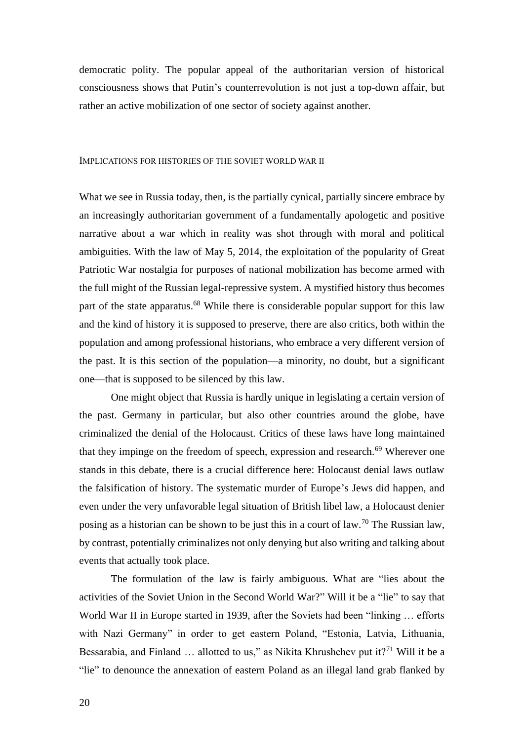democratic polity. The popular appeal of the authoritarian version of historical consciousness shows that Putin's counterrevolution is not just a top-down affair, but rather an active mobilization of one sector of society against another.

## Implications for histories of the Soviet World War II

What we see in Russia today, then, is the partially cynical, partially sincere embrace by an increasingly authoritarian government of a fundamentally apologetic and positive narrative about a war which in reality was shot through with moral and political ambiguities. With the law of May 5, 2014, the exploitation of the popularity of Great Patriotic War nostalgia for purposes of national mobilization has become armed with the full might of the Russian legal-repressive system. A mystified history thus becomes part of the state apparatus.[68] While there is considerable popular support for this law and the kind of history it is supposed to preserve, there are also critics, both within the population and among professional historians, who embrace a very different version of the past. It is this section of the population—a minority, no doubt, but a significant one—that is supposed to be silenced by this law.

One might object that Russia is hardly unique in legislating a certain version of the past. Germany in particular, but also other countries around the globe, have criminalized the denial of the Holocaust. Critics of these laws have long maintained that they impinge on the freedom of speech, expression and research.[69] Wherever one stands in this debate, there is a crucial difference here: Holocaust denial laws outlaw the falsification of history. The systematic murder of Europe's Jews did happen, and even under the very unfavorable legal situation of British libel law, a Holocaust denier posing as a historian can be shown to be just this in a court of law.[70] The Russian law, by contrast, potentially criminalizes not only denying but also writing and talking about events that actually took place.

The formulation of the law is fairly ambiguous. What are "lies about the activities of the Soviet Union in the Second World War?" Will it be a "lie" to say that World War II in Europe started in 1939, after the Soviets had been "linking … efforts with Nazi Germany" in order to get eastern Poland, "Estonia, Latvia, Lithuania, Bessarabia, and Finland … allotted to us," as Nikita Khrushchev put it?[71] Will it be a "lie" to denounce the annexation of eastern Poland as an illegal land grab flanked by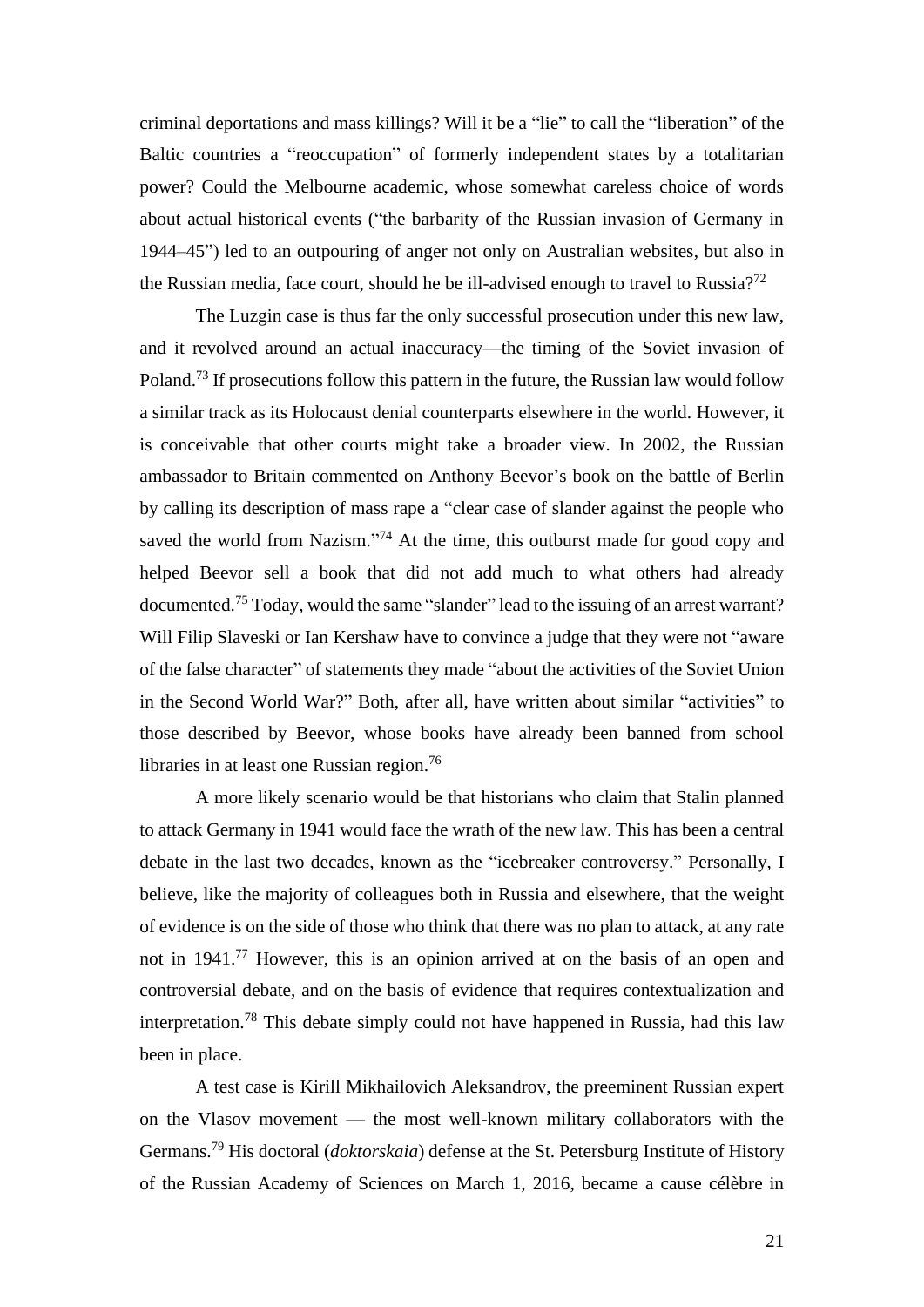criminal deportations and mass killings? Will it be a "lie" to call the "liberation" of the Baltic countries a "reoccupation" of formerly independent states by a totalitarian power? Could the Melbourne academic, whose somewhat careless choice of words about actual historical events ("the barbarity of the Russian invasion of Germany in 1944–45") led to an outpouring of anger not only on Australian websites, but also in the Russian media, face court, should he be ill-advised enough to travel to Russia?[72]

The Luzgin case is thus far the only successful prosecution under this new law, and it revolved around an actual inaccuracy—the timing of the Soviet invasion of Poland.[73] If prosecutions follow this pattern in the future, the Russian law would follow a similar track as its Holocaust denial counterparts elsewhere in the world. However, it is conceivable that other courts might take a broader view. In 2002, the Russian ambassador to Britain commented on Anthony Beevor's book on the battle of Berlin by calling its description of mass rape a "clear case of slander against the people who saved the world from Nazism."[74] At the time, this outburst made for good copy and helped Beevor sell a book that did not add much to what others had already documented.[75] Today, would the same "slander" lead to the issuing of an arrest warrant? Will Filip Slaveski or Ian Kershaw have to convince a judge that they were not "aware of the false character" of statements they made "about the activities of the Soviet Union in the Second World War?" Both, after all, have written about similar "activities" to those described by Beevor, whose books have already been banned from school libraries in at least one Russian region.[76]

A more likely scenario would be that historians who claim that Stalin planned to attack Germany in 1941 would face the wrath of the new law. This has been a central debate in the last two decades, known as the "icebreaker controversy." Personally, I believe, like the majority of colleagues both in Russia and elsewhere, that the weight of evidence is on the side of those who think that there was no plan to attack, at any rate not in 1941.[77] However, this is an opinion arrived at on the basis of an open and controversial debate, and on the basis of evidence that requires contextualization and interpretation.[78] This debate simply could not have happened in Russia, had this law been in place.

A test case is Kirill Mikhailovich Aleksandrov, the preeminent Russian expert on the Vlasov movement — the most well-known military collaborators with the Germans.[79] His doctoral (*doktorskaia*) defense at the St. Petersburg Institute of History of the Russian Academy of Sciences on March 1, 2016, became a cause célèbre in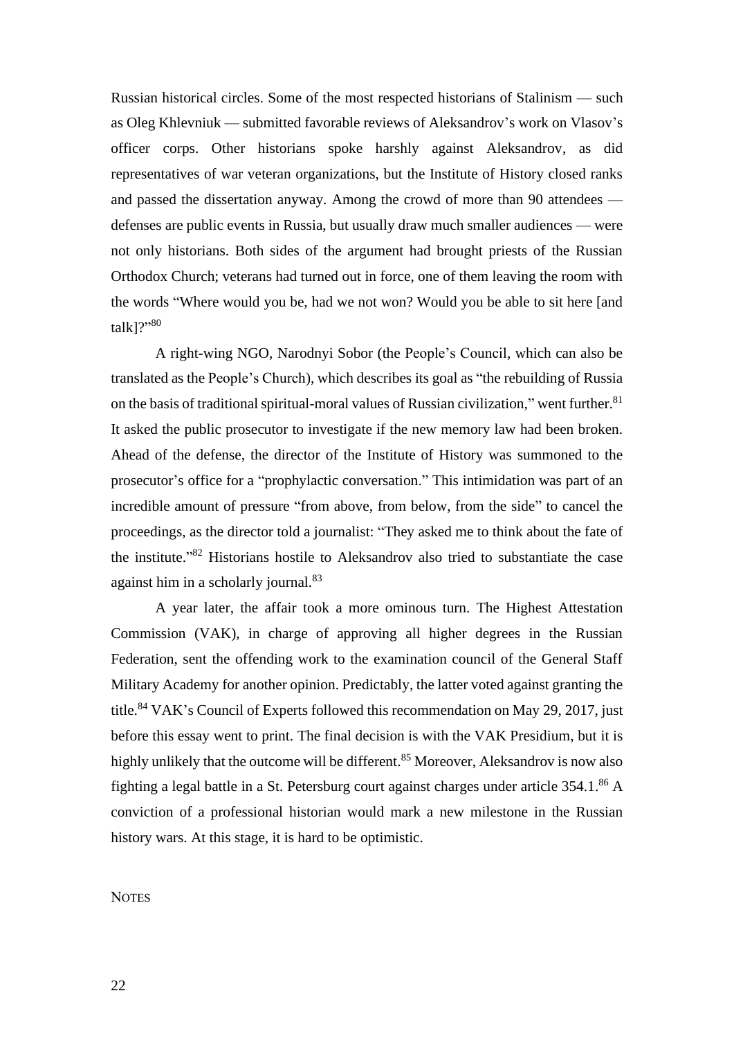Russian historical circles. Some of the most respected historians of Stalinism — such as Oleg Khlevniuk — submitted favorable reviews of Aleksandrov's work on Vlasov's officer corps. Other historians spoke harshly against Aleksandrov, as did representatives of war veteran organizations, but the Institute of History closed ranks and passed the dissertation anyway. Among the crowd of more than 90 attendees — defenses are public events in Russia, but usually draw much smaller audiences — were not only historians. Both sides of the argument had brought priests of the Russian Orthodox Church; veterans had turned out in force, one of them leaving the room with the words "Where would you be, had we not won? Would you be able to sit here [and talk]?"[80]

A right-wing NGO, Narodnyi Sobor (the People's Council, which can also be translated as the People's Church), which describes its goal as "the rebuilding of Russia on the basis of traditional spiritual-moral values of Russian civilization," went further.[81] It asked the public prosecutor to investigate if the new memory law had been broken. Ahead of the defense, the director of the Institute of History was summoned to the prosecutor's office for a "prophylactic conversation." This intimidation was part of an incredible amount of pressure "from above, from below, from the side" to cancel the proceedings, as the director told a journalist: "They asked me to think about the fate of the institute."[82] Historians hostile to Aleksandrov also tried to substantiate the case against him in a scholarly journal.[83]

A year later, the affair took a more ominous turn. The Highest Attestation Commission (VAK), in charge of approving all higher degrees in the Russian Federation, sent the offending work to the examination council of the General Staff Military Academy for another opinion. Predictably, the latter voted against granting the title.[84] VAK's Council of Experts followed this recommendation on May 29, 2017, just before this essay went to print. The final decision is with the VAK Presidium, but it is highly unlikely that the outcome will be different.[85] Moreover, Aleksandrov is now also fighting a legal battle in a St. Petersburg court against charges under article 354.1.[86] A conviction of a professional historian would mark a new milestone in the Russian history wars. At this stage, it is hard to be optimistic.

## Notes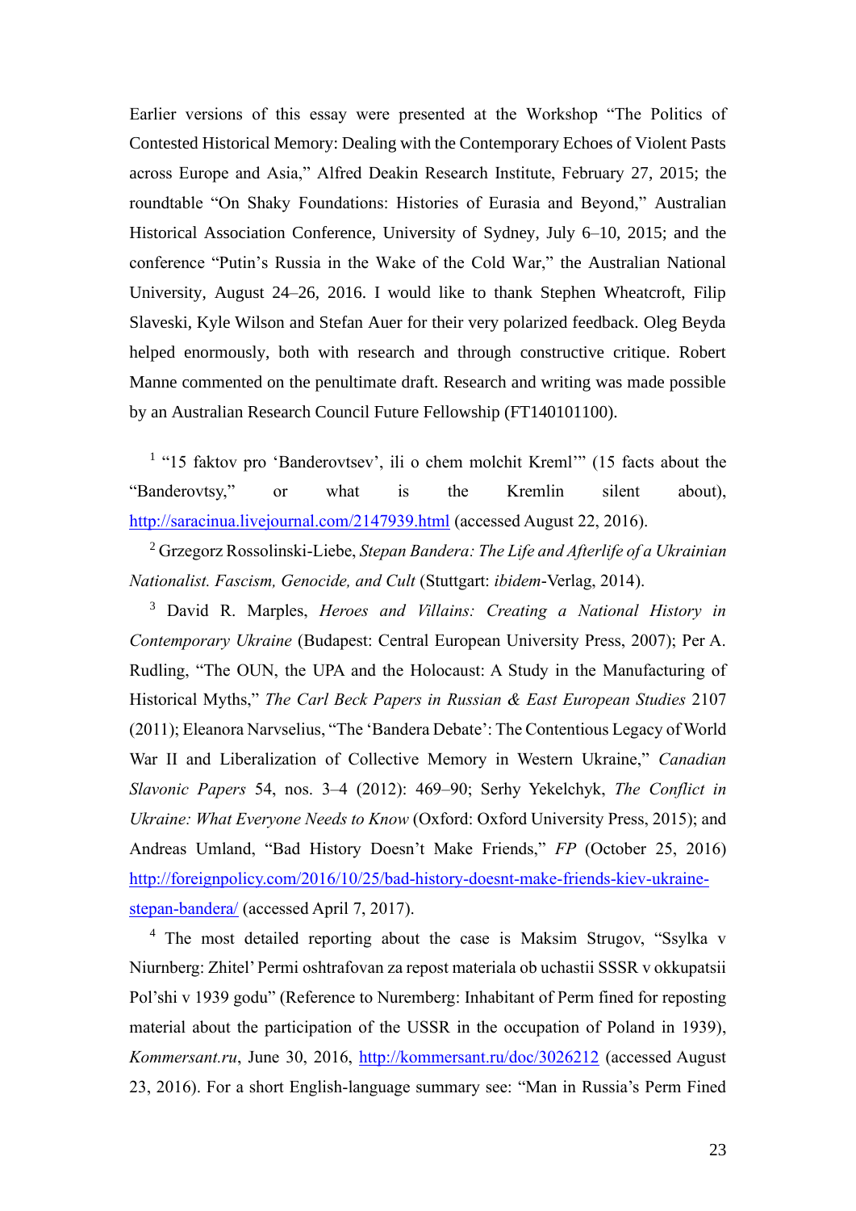Earlier versions of this essay were presented at the Workshop "The Politics of Contested Historical Memory: Dealing with the Contemporary Echoes of Violent Pasts across Europe and Asia," Alfred Deakin Research Institute, February 27, 2015; the roundtable "On Shaky Foundations: Histories of Eurasia and Beyond," Australian Historical Association Conference, University of Sydney, July 6–10, 2015; and the conference "Putin's Russia in the Wake of the Cold War," the Australian National University, August 24–26, 2016. I would like to thank Stephen Wheatcroft, Filip Slaveski, Kyle Wilson and Stefan Auer for their very polarized feedback. Oleg Beyda helped enormously, both with research and through constructive critique. Robert Manne commented on the penultimate draft. Research and writing was made possible by an Australian Research Council Future Fellowship (FT140101100).

[1] "15 faktov pro 'Banderovtsev', ili o chem molchit Kreml'" (15 facts about the "Banderovtsy," or what is the Kremlin silent about), http://saracinua.livejournal.com/2147939.html (accessed August 22, 2016).

[2] Grzegorz Rossolinski-Liebe, *Stepan Bandera: The Life and Afterlife of a Ukrainian Nationalist. Fascism, Genocide, and Cult* (Stuttgart: *ibidem*-Verlag, 2014).

[3] David R. Marples, *Heroes and Villains: Creating a National History in Contemporary Ukraine* (Budapest: Central European University Press, 2007); Per A. Rudling, "The OUN, the UPA and the Holocaust: A Study in the Manufacturing of Historical Myths," *The Carl Beck Papers in Russian & East European Studies* 2107 (2011); Eleanora Narvselius, "The 'Bandera Debate': The Contentious Legacy of World War II and Liberalization of Collective Memory in Western Ukraine," *Canadian Slavonic Papers* 54, nos. 3–4 (2012): 469–90; Serhy Yekelchyk, *The Conflict in Ukraine: What Everyone Needs to Know* (Oxford: Oxford University Press, 2015); and Andreas Umland, "Bad History Doesn't Make Friends," *FP* (October 25, 2016) http://foreignpolicy.com/2016/10/25/bad-history-doesnt-make-friends-kiev-ukraine-stepan-bandera/ (accessed April 7, 2017).

[4] The most detailed reporting about the case is Maksim Strugov, "Ssylka v Niurnberg: Zhitel' Permi oshtrafovan za repost materiala ob uchastii SSSR v okkupatsii Pol'shi v 1939 godu" (Reference to Nuremberg: Inhabitant of Perm fined for reposting material about the participation of the USSR in the occupation of Poland in 1939), *Kommersant.ru*, June 30, 2016, http://kommersant.ru/doc/3026212 (accessed August 23, 2016). For a short English-language summary see: "Man in Russia's Perm Fined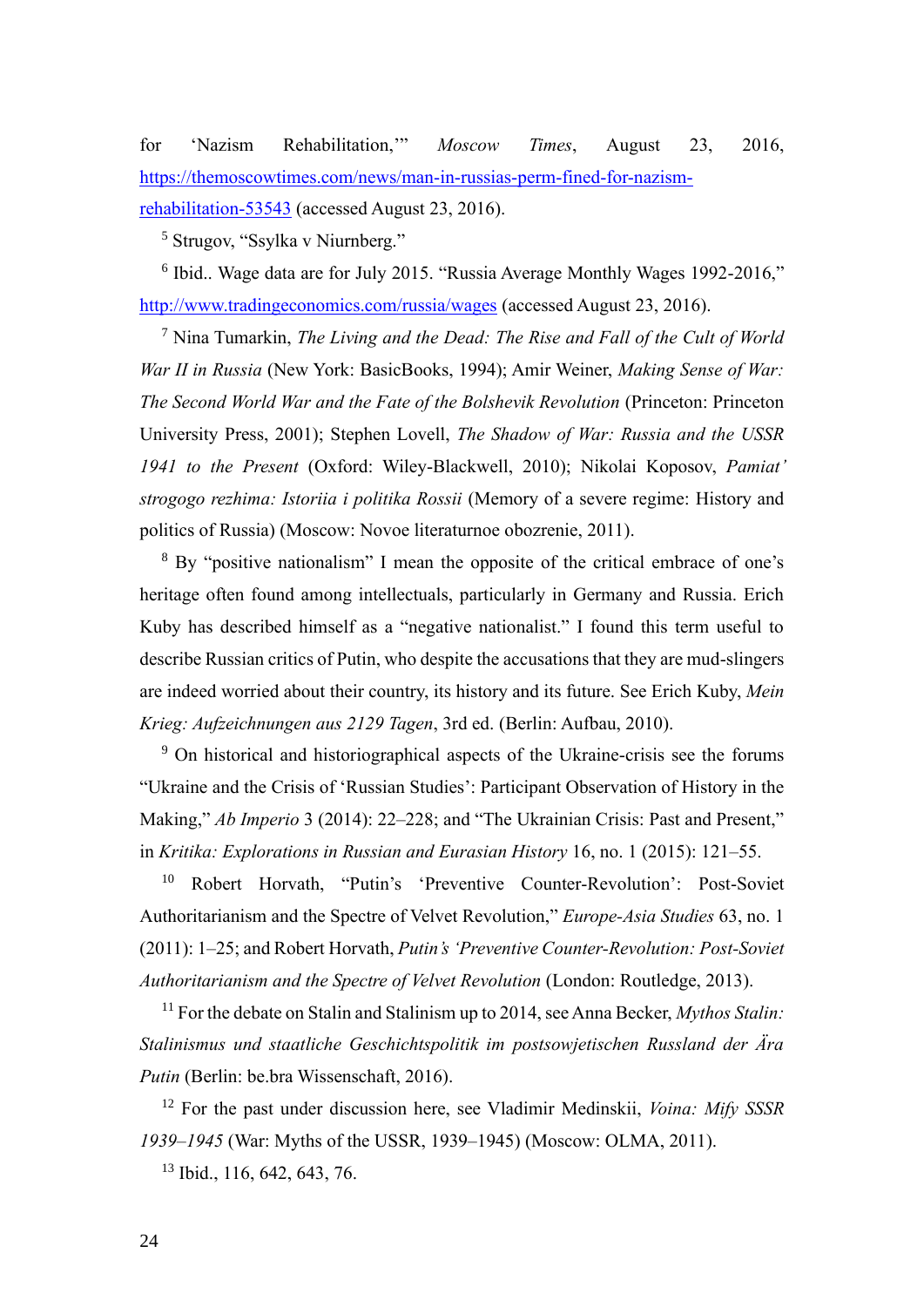for ‘Nazism Rehabilitation,’” *Moscow Times*, August 23, 2016, https://themoscowtimes.com/news/man-in-russias-perm-fined-for-nazism-rehabilitation-53543 (accessed August 23, 2016).

[5] Strugov, “Ssylka v Niurnberg.”

[6] Ibid.. Wage data are for July 2015. “Russia Average Monthly Wages 1992-2016,” http://www.tradingeconomics.com/russia/wages (accessed August 23, 2016).

[7] Nina Tumarkin, *The Living and the Dead: The Rise and Fall of the Cult of World War II in Russia* (New York: BasicBooks, 1994); Amir Weiner, *Making Sense of War: The Second World War and the Fate of the Bolshevik Revolution* (Princeton: Princeton University Press, 2001); Stephen Lovell, *The Shadow of War: Russia and the USSR 1941 to the Present* (Oxford: Wiley-Blackwell, 2010); Nikolai Koposov, *Pamiat’ strogogo rezhima: Istoriia i politika Rossii* (Memory of a severe regime: History and politics of Russia) (Moscow: Novoe literaturnoe obozrenie, 2011).

[8] By “positive nationalism” I mean the opposite of the critical embrace of one’s heritage often found among intellectuals, particularly in Germany and Russia. Erich Kuby has described himself as a “negative nationalist.” I found this term useful to describe Russian critics of Putin, who despite the accusations that they are mud-slingers are indeed worried about their country, its history and its future. See Erich Kuby, *Mein Krieg: Aufzeichnungen aus 2129 Tagen*, 3rd ed. (Berlin: Aufbau, 2010).

[9] On historical and historiographical aspects of the Ukraine-crisis see the forums “Ukraine and the Crisis of ‘Russian Studies’: Participant Observation of History in the Making,” *Ab Imperio* 3 (2014): 22–228; and “The Ukrainian Crisis: Past and Present,” in *Kritika: Explorations in Russian and Eurasian History* 16, no. 1 (2015): 121–55.

[10] Robert Horvath, “Putin’s ‘Preventive Counter-Revolution’: Post-Soviet Authoritarianism and the Spectre of Velvet Revolution,” *Europe-Asia Studies* 63, no. 1 (2011): 1–25; and Robert Horvath, *Putin’s ‘Preventive Counter-Revolution: Post-Soviet Authoritarianism and the Spectre of Velvet Revolution* (London: Routledge, 2013).

[11] For the debate on Stalin and Stalinism up to 2014, see Anna Becker, *Mythos Stalin: Stalinismus und staatliche Geschichtspolitik im postsowjetischen Russland der Ära Putin* (Berlin: be.bra Wissenschaft, 2016).

[12] For the past under discussion here, see Vladimir Medinskii, *Voina: Mify SSSR 1939–1945* (War: Myths of the USSR, 1939–1945) (Moscow: OLMA, 2011).

[13] Ibid., 116, 642, 643, 76.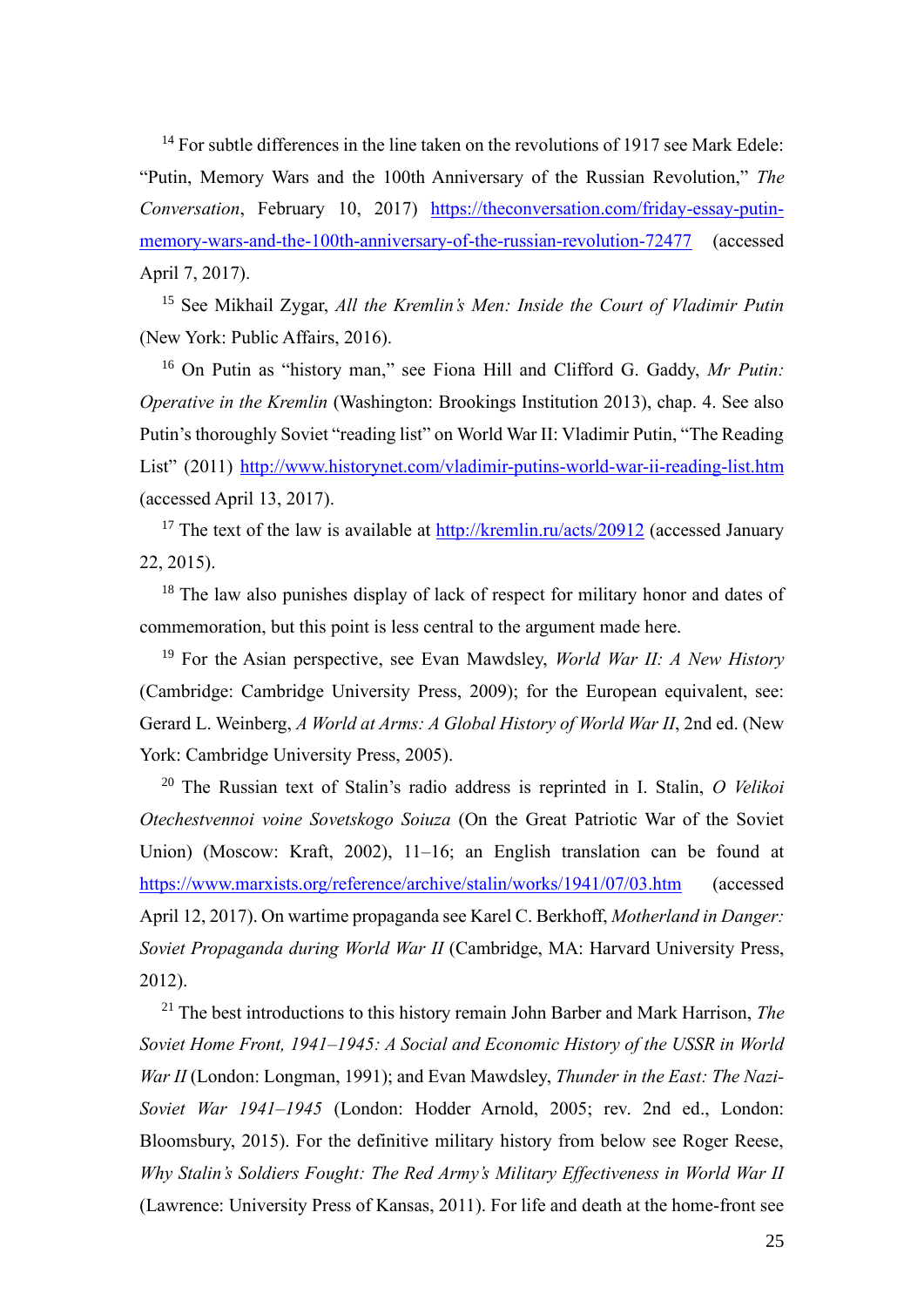[14] For subtle differences in the line taken on the revolutions of 1917 see Mark Edele: "Putin, Memory Wars and the 100th Anniversary of the Russian Revolution," *The Conversation*, February 10, 2017) https://theconversation.com/friday-essay-putin-memory-wars-and-the-100th-anniversary-of-the-russian-revolution-72477 (accessed April 7, 2017).

[15] See Mikhail Zygar, *All the Kremlin's Men: Inside the Court of Vladimir Putin* (New York: Public Affairs, 2016).

[16] On Putin as "history man," see Fiona Hill and Clifford G. Gaddy, *Mr Putin: Operative in the Kremlin* (Washington: Brookings Institution 2013), chap. 4. See also Putin's thoroughly Soviet "reading list" on World War II: Vladimir Putin, "The Reading List" (2011) http://www.historynet.com/vladimir-putins-world-war-ii-reading-list.htm (accessed April 13, 2017).

[17] The text of the law is available at http://kremlin.ru/acts/20912 (accessed January 22, 2015).

[18] The law also punishes display of lack of respect for military honor and dates of commemoration, but this point is less central to the argument made here.

[19] For the Asian perspective, see Evan Mawdsley, *World War II: A New History* (Cambridge: Cambridge University Press, 2009); for the European equivalent, see: Gerard L. Weinberg, *A World at Arms: A Global History of World War II*, 2nd ed. (New York: Cambridge University Press, 2005).

[20] The Russian text of Stalin's radio address is reprinted in I. Stalin, *O Velikoi Otechestvennoi voine Sovetskogo Soiuza* (On the Great Patriotic War of the Soviet Union) (Moscow: Kraft, 2002), 11–16; an English translation can be found at https://www.marxists.org/reference/archive/stalin/works/1941/07/03.htm (accessed April 12, 2017). On wartime propaganda see Karel C. Berkhoff, *Motherland in Danger: Soviet Propaganda during World War II* (Cambridge, MA: Harvard University Press, 2012).

[21] The best introductions to this history remain John Barber and Mark Harrison, *The Soviet Home Front, 1941–1945: A Social and Economic History of the USSR in World War II* (London: Longman, 1991); and Evan Mawdsley, *Thunder in the East: The Nazi-Soviet War 1941–1945* (London: Hodder Arnold, 2005; rev. 2nd ed., London: Bloomsbury, 2015). For the definitive military history from below see Roger Reese, *Why Stalin's Soldiers Fought: The Red Army's Military Effectiveness in World War II* (Lawrence: University Press of Kansas, 2011). For life and death at the home-front see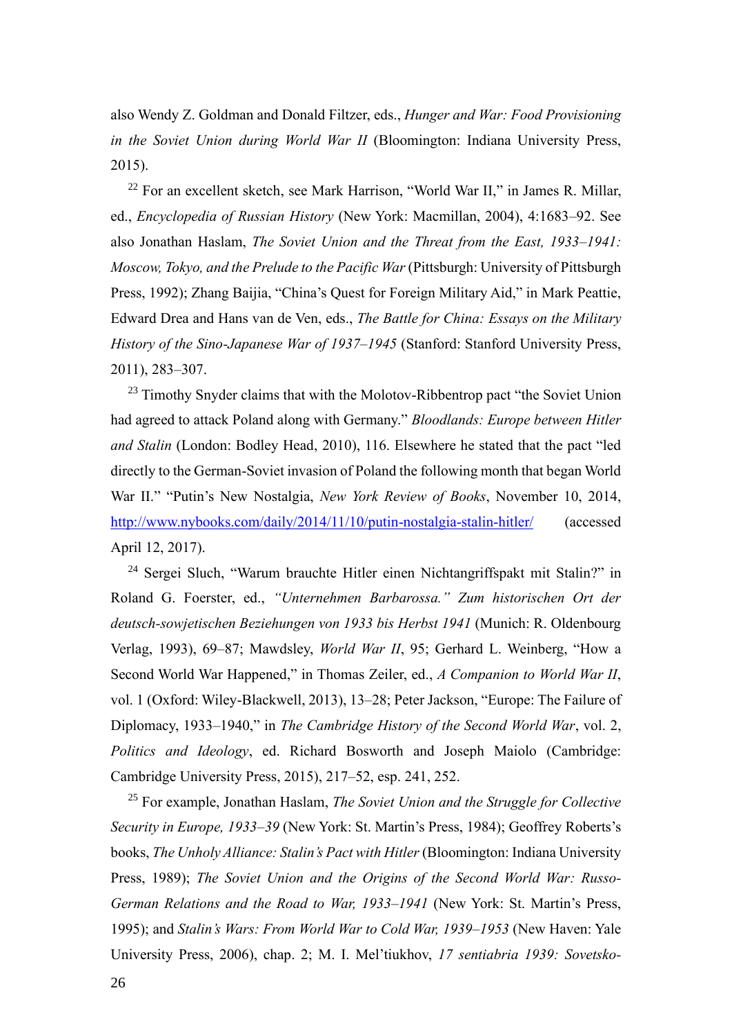also Wendy Z. Goldman and Donald Filtzer, eds., *Hunger and War: Food Provisioning in the Soviet Union during World War II* (Bloomington: Indiana University Press, 2015).

[22] For an excellent sketch, see Mark Harrison, "World War II," in James R. Millar, ed., *Encyclopedia of Russian History* (New York: Macmillan, 2004), 4:1683–92. See also Jonathan Haslam, *The Soviet Union and the Threat from the East, 1933–1941: Moscow, Tokyo, and the Prelude to the Pacific War* (Pittsburgh: University of Pittsburgh Press, 1992); Zhang Baijia, "China's Quest for Foreign Military Aid," in Mark Peattie, Edward Drea and Hans van de Ven, eds., *The Battle for China: Essays on the Military History of the Sino-Japanese War of 1937–1945* (Stanford: Stanford University Press, 2011), 283–307.

[23] Timothy Snyder claims that with the Molotov-Ribbentrop pact "the Soviet Union had agreed to attack Poland along with Germany." *Bloodlands: Europe between Hitler and Stalin* (London: Bodley Head, 2010), 116. Elsewhere he stated that the pact "led directly to the German-Soviet invasion of Poland the following month that began World War II." "Putin's New Nostalgia, *New York Review of Books*, November 10, 2014, http://www.nybooks.com/daily/2014/11/10/putin-nostalgia-stalin-hitler/ (accessed April 12, 2017).

[24] Sergei Sluch, "Warum brauchte Hitler einen Nichtangriffspakt mit Stalin?" in Roland G. Foerster, ed., *"Unternehmen Barbarossa." Zum historischen Ort der deutsch-sowjetischen Beziehungen von 1933 bis Herbst 1941* (Munich: R. Oldenbourg Verlag, 1993), 69–87; Mawdsley, *World War II*, 95; Gerhard L. Weinberg, "How a Second World War Happened," in Thomas Zeiler, ed., *A Companion to World War II*, vol. 1 (Oxford: Wiley-Blackwell, 2013), 13–28; Peter Jackson, "Europe: The Failure of Diplomacy, 1933–1940," in *The Cambridge History of the Second World War*, vol. 2, *Politics and Ideology*, ed. Richard Bosworth and Joseph Maiolo (Cambridge: Cambridge University Press, 2015), 217–52, esp. 241, 252.

[25] For example, Jonathan Haslam, *The Soviet Union and the Struggle for Collective Security in Europe, 1933–39* (New York: St. Martin's Press, 1984); Geoffrey Roberts's books, *The Unholy Alliance: Stalin's Pact with Hitler* (Bloomington: Indiana University Press, 1989); *The Soviet Union and the Origins of the Second World War: Russo-German Relations and the Road to War, 1933–1941* (New York: St. Martin's Press, 1995); and *Stalin's Wars: From World War to Cold War, 1939–1953* (New Haven: Yale University Press, 2006), chap. 2; M. I. Mel'tiukhov, *17 sentiabria 1939: Sovetsko-*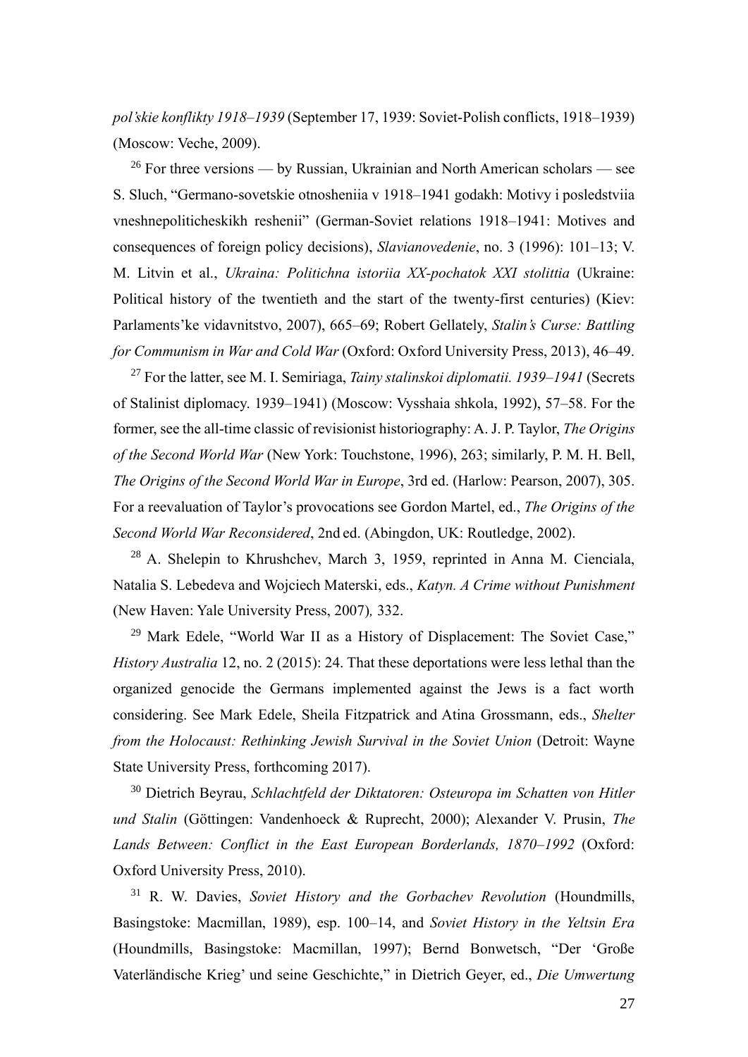*pol'skie konflikty 1918–1939* (September 17, 1939: Soviet-Polish conflicts, 1918–1939) (Moscow: Veche, 2009).

[26] For three versions — by Russian, Ukrainian and North American scholars — see S. Sluch, "Germano-sovetskie otnosheniia v 1918–1941 godakh: Motivy i posledstviia vneshnepoliticheskikh reshenii" (German-Soviet relations 1918–1941: Motives and consequences of foreign policy decisions), *Slavianovedenie*, no. 3 (1996): 101–13; V. M. Litvin et al., *Ukraina: Politichna istoriia XX-pochatok XXI stolittia* (Ukraine: Political history of the twentieth and the start of the twenty-first centuries) (Kiev: Parlaments'ke vidavnitstvo, 2007), 665–69; Robert Gellately, *Stalin's Curse: Battling for Communism in War and Cold War* (Oxford: Oxford University Press, 2013), 46–49.

[27] For the latter, see M. I. Semiriaga, *Tainy stalinskoi diplomatii. 1939–1941* (Secrets of Stalinist diplomacy. 1939–1941) (Moscow: Vysshaia shkola, 1992), 57–58. For the former, see the all-time classic of revisionist historiography: A. J. P. Taylor, *The Origins of the Second World War* (New York: Touchstone, 1996), 263; similarly, P. M. H. Bell, *The Origins of the Second World War in Europe*, 3rd ed. (Harlow: Pearson, 2007), 305. For a reevaluation of Taylor's provocations see Gordon Martel, ed., *The Origins of the Second World War Reconsidered*, 2nd ed. (Abingdon, UK: Routledge, 2002).

[28] A. Shelepin to Khrushchev, March 3, 1959, reprinted in Anna M. Cienciala, Natalia S. Lebedeva and Wojciech Materski, eds., *Katyn. A Crime without Punishment* (New Haven: Yale University Press, 2007), 332.

[29] Mark Edele, "World War II as a History of Displacement: The Soviet Case," *History Australia* 12, no. 2 (2015): 24. That these deportations were less lethal than the organized genocide the Germans implemented against the Jews is a fact worth considering. See Mark Edele, Sheila Fitzpatrick and Atina Grossmann, eds., *Shelter from the Holocaust: Rethinking Jewish Survival in the Soviet Union* (Detroit: Wayne State University Press, forthcoming 2017).

[30] Dietrich Beyrau, *Schlachtfeld der Diktatoren: Osteuropa im Schatten von Hitler und Stalin* (Göttingen: Vandenhoeck & Ruprecht, 2000); Alexander V. Prusin, *The Lands Between: Conflict in the East European Borderlands, 1870–1992* (Oxford: Oxford University Press, 2010).

[31] R. W. Davies, *Soviet History and the Gorbachev Revolution* (Houndmills, Basingstoke: Macmillan, 1989), esp. 100–14, and *Soviet History in the Yeltsin Era* (Houndmills, Basingstoke: Macmillan, 1997); Bernd Bonwetsch, "Der 'Große Vaterländische Krieg' und seine Geschichte," in Dietrich Geyer, ed., *Die Umwertung*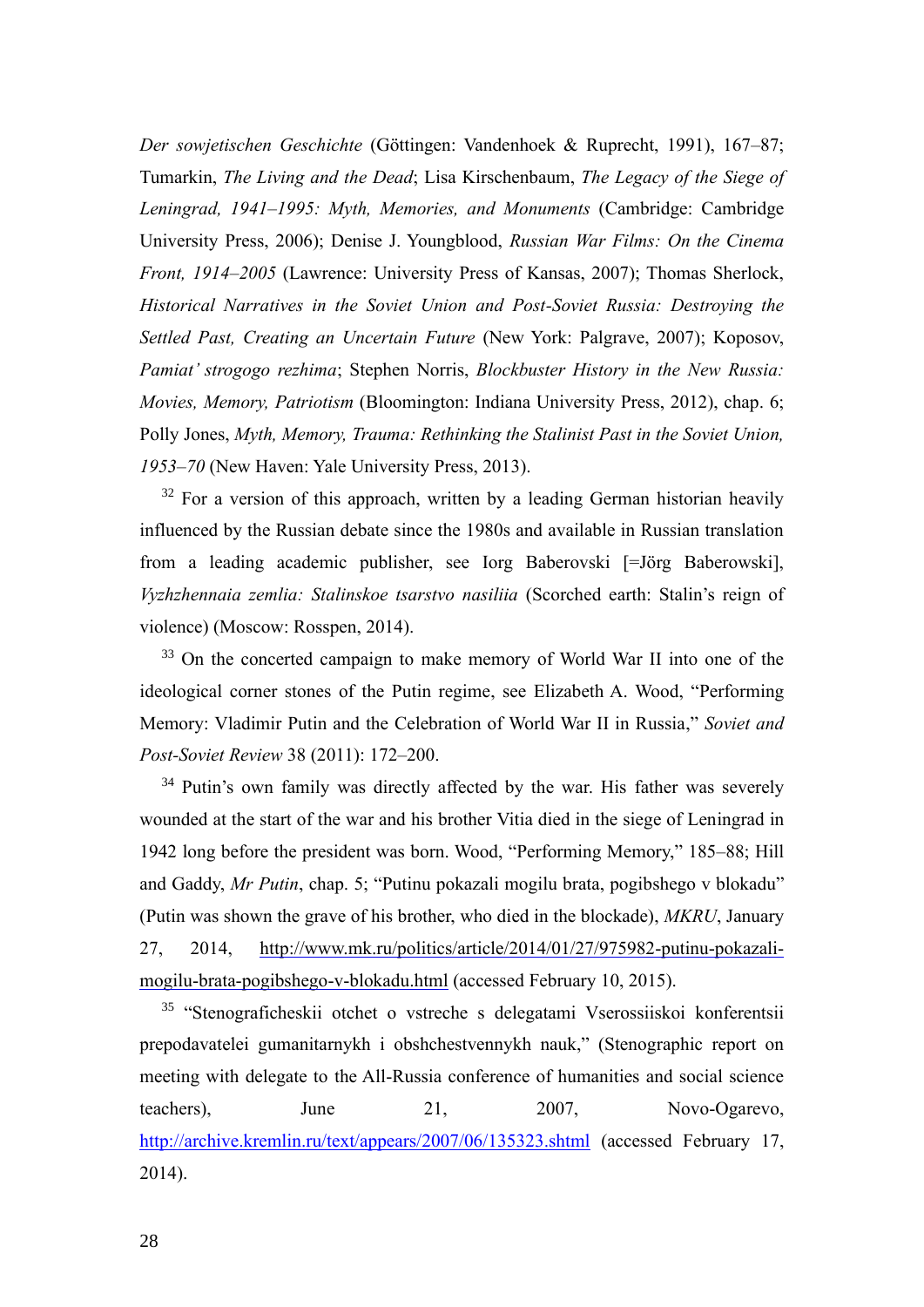*Der sowjetischen Geschichte* (Göttingen: Vandenhoek & Ruprecht, 1991), 167–87; Tumarkin, *The Living and the Dead*; Lisa Kirschenbaum, *The Legacy of the Siege of Leningrad, 1941–1995: Myth, Memories, and Monuments* (Cambridge: Cambridge University Press, 2006); Denise J. Youngblood, *Russian War Films: On the Cinema Front, 1914–2005* (Lawrence: University Press of Kansas, 2007); Thomas Sherlock, *Historical Narratives in the Soviet Union and Post-Soviet Russia: Destroying the Settled Past, Creating an Uncertain Future* (New York: Palgrave, 2007); Koposov, *Pamiat' strogogo rezhima*; Stephen Norris, *Blockbuster History in the New Russia: Movies, Memory, Patriotism* (Bloomington: Indiana University Press, 2012), chap. 6; Polly Jones, *Myth, Memory, Trauma: Rethinking the Stalinist Past in the Soviet Union, 1953–70* (New Haven: Yale University Press, 2013).

[32] For a version of this approach, written by a leading German historian heavily influenced by the Russian debate since the 1980s and available in Russian translation from a leading academic publisher, see Iorg Baberovski [=Jörg Baberowski], *Vyzhzhennaia zemlia: Stalinskoe tsarstvo nasiliia* (Scorched earth: Stalin's reign of violence) (Moscow: Rosspen, 2014).

[33] On the concerted campaign to make memory of World War II into one of the ideological corner stones of the Putin regime, see Elizabeth A. Wood, "Performing Memory: Vladimir Putin and the Celebration of World War II in Russia," *Soviet and Post-Soviet Review* 38 (2011): 172–200.

[34] Putin's own family was directly affected by the war. His father was severely wounded at the start of the war and his brother Vitia died in the siege of Leningrad in 1942 long before the president was born. Wood, "Performing Memory," 185–88; Hill and Gaddy, *Mr Putin*, chap. 5; "Putinu pokazali mogilu brata, pogibshego v blokadu" (Putin was shown the grave of his brother, who died in the blockade), *MKRU*, January 27, 2014, http://www.mk.ru/politics/article/2014/01/27/975982-putinu-pokazali-mogilu-brata-pogibshego-v-blokadu.html (accessed February 10, 2015).

[35] "Stenograficheskii otchet o vstreche s delegatami Vserossiiskoi konferentsii prepodavatelei gumanitarnykh i obshchestvennykh nauk," (Stenographic report on meeting with delegate to the All-Russia conference of humanities and social science teachers), June 21, 2007, Novo-Ogarevo, http://archive.kremlin.ru/text/appears/2007/06/135323.shtml (accessed February 17, 2014).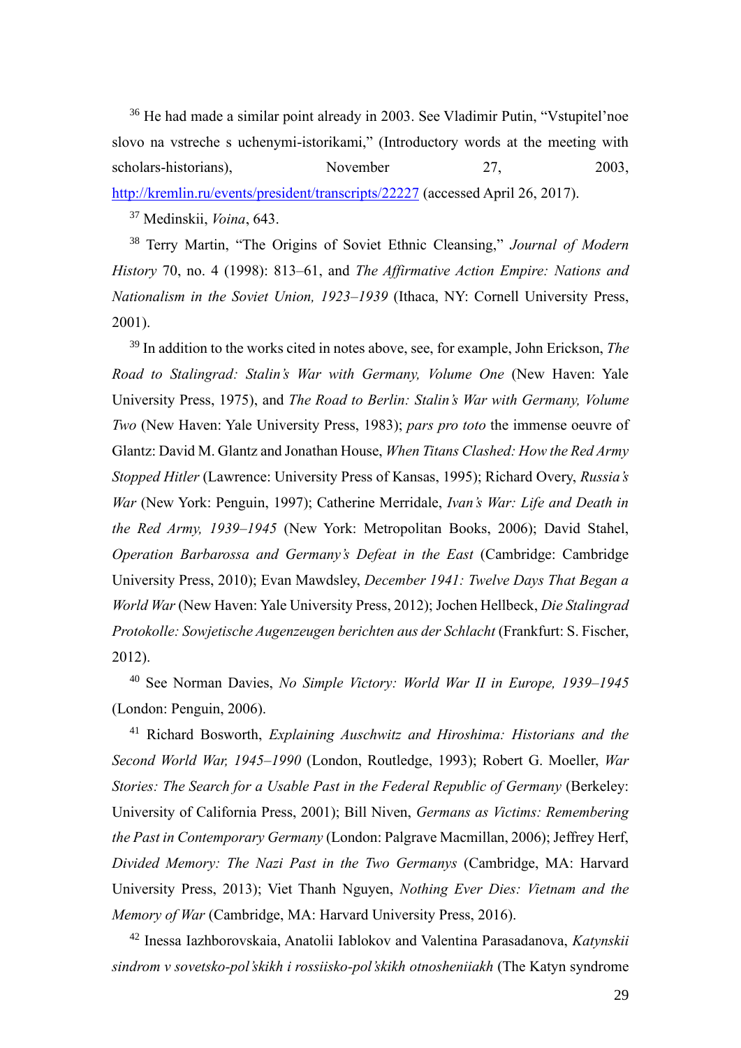[36] He had made a similar point already in 2003. See Vladimir Putin, "Vstupitel'noe slovo na vstreche s uchenymi-istorikami," (Introductory words at the meeting with scholars-historians), November 27, 2003, http://kremlin.ru/events/president/transcripts/22227 (accessed April 26, 2017).

[37] Medinskii, *Voina*, 643.

[38] Terry Martin, "The Origins of Soviet Ethnic Cleansing," *Journal of Modern History* 70, no. 4 (1998): 813–61, and *The Affirmative Action Empire: Nations and Nationalism in the Soviet Union, 1923–1939* (Ithaca, NY: Cornell University Press, 2001).

[39] In addition to the works cited in notes above, see, for example, John Erickson, *The Road to Stalingrad: Stalin's War with Germany, Volume One* (New Haven: Yale University Press, 1975), and *The Road to Berlin: Stalin's War with Germany, Volume Two* (New Haven: Yale University Press, 1983); *pars pro toto* the immense oeuvre of Glantz: David M. Glantz and Jonathan House, *When Titans Clashed: How the Red Army Stopped Hitler* (Lawrence: University Press of Kansas, 1995); Richard Overy, *Russia's War* (New York: Penguin, 1997); Catherine Merridale, *Ivan's War: Life and Death in the Red Army, 1939–1945* (New York: Metropolitan Books, 2006); David Stahel, *Operation Barbarossa and Germany's Defeat in the East* (Cambridge: Cambridge University Press, 2010); Evan Mawdsley, *December 1941: Twelve Days That Began a World War* (New Haven: Yale University Press, 2012); Jochen Hellbeck, *Die Stalingrad Protokolle: Sowjetische Augenzeugen berichten aus der Schlacht* (Frankfurt: S. Fischer, 2012).

[40] See Norman Davies, *No Simple Victory: World War II in Europe, 1939–1945* (London: Penguin, 2006).

[41] Richard Bosworth, *Explaining Auschwitz and Hiroshima: Historians and the Second World War, 1945–1990* (London, Routledge, 1993); Robert G. Moeller, *War Stories: The Search for a Usable Past in the Federal Republic of Germany* (Berkeley: University of California Press, 2001); Bill Niven, *Germans as Victims: Remembering the Past in Contemporary Germany* (London: Palgrave Macmillan, 2006); Jeffrey Herf, *Divided Memory: The Nazi Past in the Two Germanys* (Cambridge, MA: Harvard University Press, 2013); Viet Thanh Nguyen, *Nothing Ever Dies: Vietnam and the Memory of War* (Cambridge, MA: Harvard University Press, 2016).

[42] Inessa Iazhborovskaia, Anatolii Iablokov and Valentina Parasadanova, *Katynskii sindrom v sovetsko-pol'skikh i rossiisko-pol'skikh otnosheniiakh* (The Katyn syndrome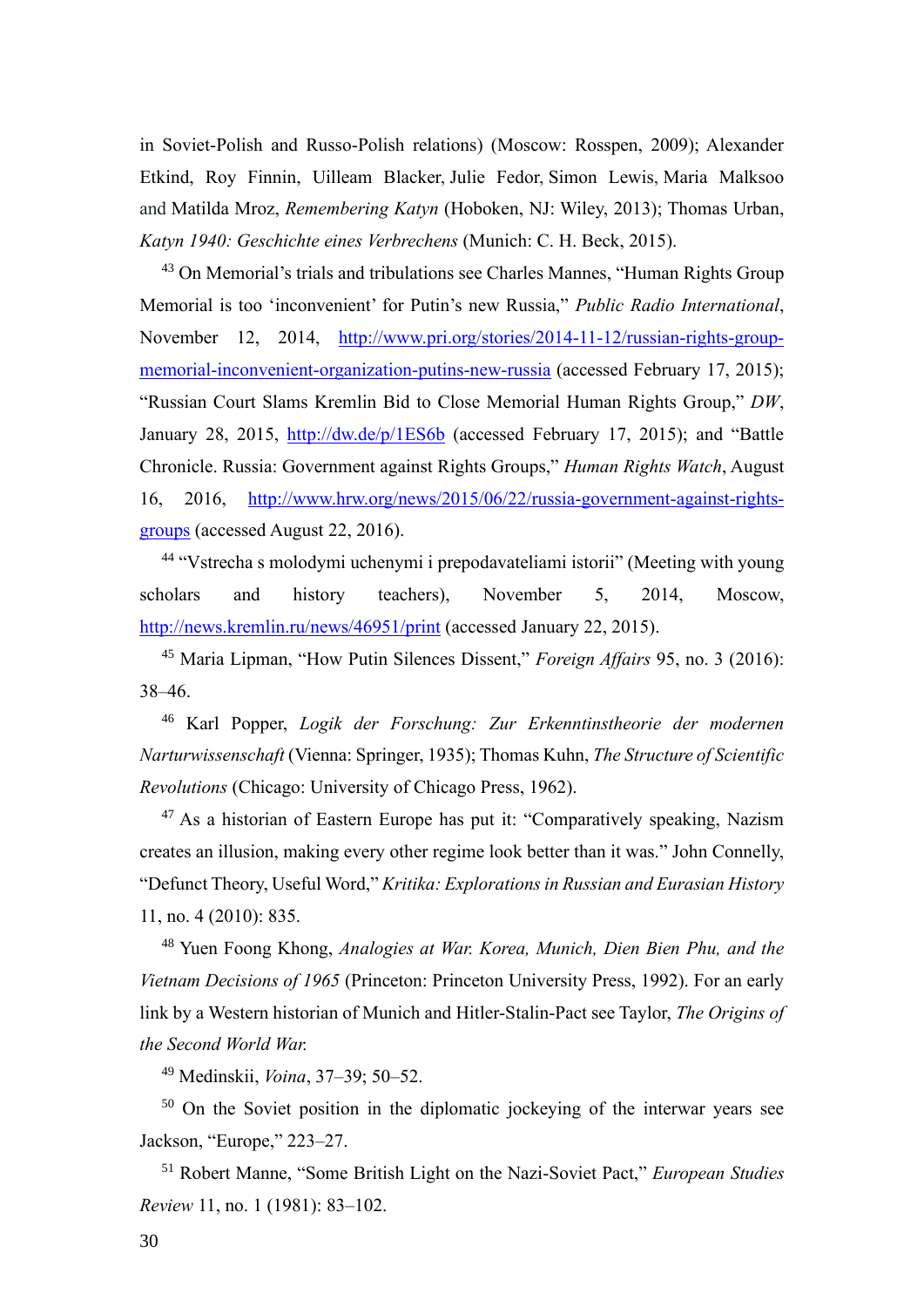in Soviet-Polish and Russo-Polish relations) (Moscow: Rosspen, 2009); Alexander Etkind, Roy Finnin, Uilleam Blacker, Julie Fedor, Simon Lewis, Maria Malksoo and Matilda Mroz, *Remembering Katyn* (Hoboken, NJ: Wiley, 2013); Thomas Urban, *Katyn 1940: Geschichte eines Verbrechens* (Munich: C. H. Beck, 2015).

[43] On Memorial's trials and tribulations see Charles Mannes, "Human Rights Group Memorial is too 'inconvenient' for Putin's new Russia," *Public Radio International*, November 12, 2014, http://www.pri.org/stories/2014-11-12/russian-rights-group-memorial-inconvenient-organization-putins-new-russia (accessed February 17, 2015); "Russian Court Slams Kremlin Bid to Close Memorial Human Rights Group," *DW*, January 28, 2015, http://dw.de/p/1ES6b (accessed February 17, 2015); and "Battle Chronicle. Russia: Government against Rights Groups," *Human Rights Watch*, August 16, 2016, http://www.hrw.org/news/2015/06/22/russia-government-against-rights-groups (accessed August 22, 2016).

[44] "Vstrecha s molodymi uchenymi i prepodavateliami istorii" (Meeting with young scholars and history teachers), November 5, 2014, Moscow, http://news.kremlin.ru/news/46951/print (accessed January 22, 2015).

[45] Maria Lipman, "How Putin Silences Dissent," *Foreign Affairs* 95, no. 3 (2016): 38–46.

[46] Karl Popper, *Logik der Forschung: Zur Erkenntinstheorie der modernen Narturwissenschaft* (Vienna: Springer, 1935); Thomas Kuhn, *The Structure of Scientific Revolutions* (Chicago: University of Chicago Press, 1962).

[47] As a historian of Eastern Europe has put it: "Comparatively speaking, Nazism creates an illusion, making every other regime look better than it was." John Connelly, "Defunct Theory, Useful Word," *Kritika: Explorations in Russian and Eurasian History* 11, no. 4 (2010): 835.

[48] Yuen Foong Khong, *Analogies at War. Korea, Munich, Dien Bien Phu, and the Vietnam Decisions of 1965* (Princeton: Princeton University Press, 1992). For an early link by a Western historian of Munich and Hitler-Stalin-Pact see Taylor, *The Origins of the Second World War.*

[49] Medinskii, *Voina*, 37–39; 50–52.

[50] On the Soviet position in the diplomatic jockeying of the interwar years see Jackson, "Europe," 223–27.

[51] Robert Manne, "Some British Light on the Nazi-Soviet Pact," *European Studies Review* 11, no. 1 (1981): 83–102.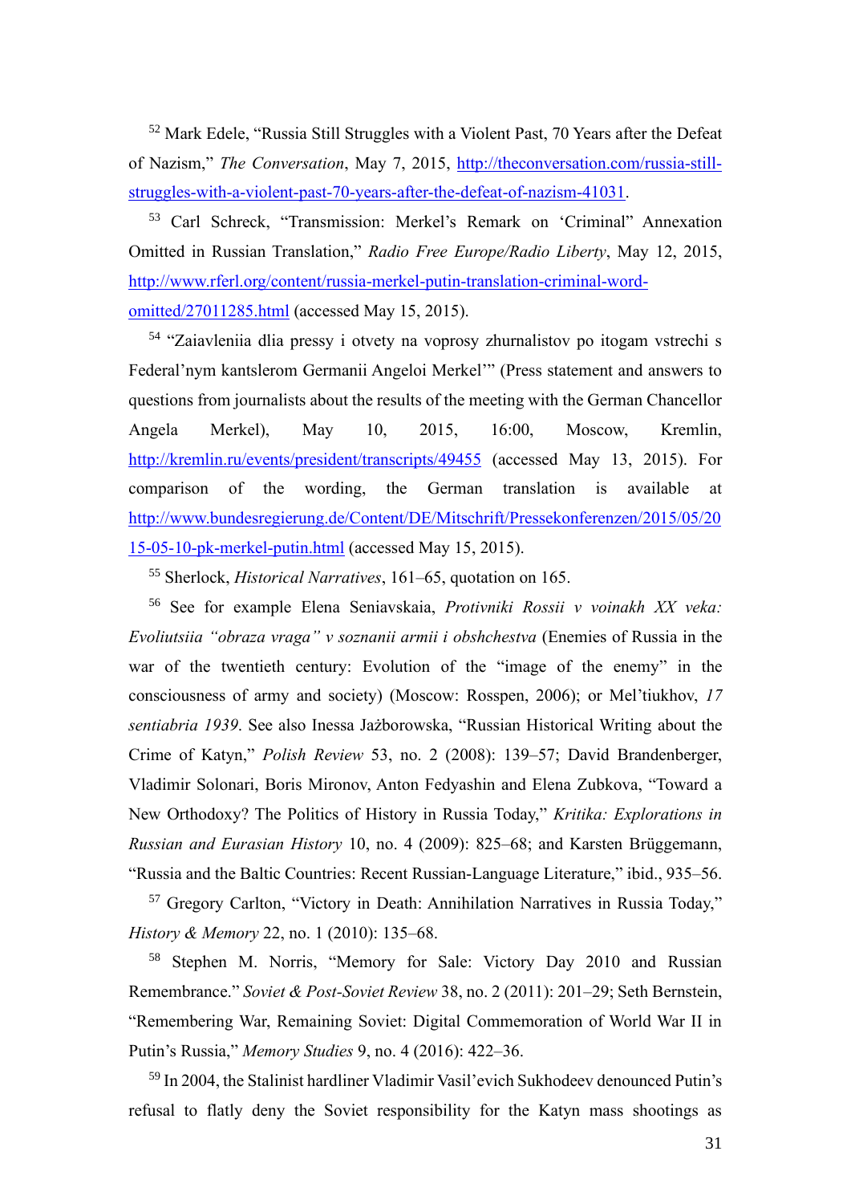[52] Mark Edele, "Russia Still Struggles with a Violent Past, 70 Years after the Defeat of Nazism," *The Conversation*, May 7, 2015, http://theconversation.com/russia-still-struggles-with-a-violent-past-70-years-after-the-defeat-of-nazism-41031.

[53] Carl Schreck, "Transmission: Merkel's Remark on 'Criminal" Annexation Omitted in Russian Translation," *Radio Free Europe/Radio Liberty*, May 12, 2015, http://www.rferl.org/content/russia-merkel-putin-translation-criminal-word-omitted/27011285.html (accessed May 15, 2015).

[54] "Zaiavleniia dlia pressy i otvety na voprosy zhurnalistov po itogam vstrechi s Federal'nym kantslerom Germanii Angeloi Merkel'" (Press statement and answers to questions from journalists about the results of the meeting with the German Chancellor Angela Merkel), May 10, 2015, 16:00, Moscow, Kremlin, http://kremlin.ru/events/president/transcripts/49455 (accessed May 13, 2015). For comparison of the wording, the German translation is available at http://www.bundesregierung.de/Content/DE/Mitschrift/Pressekonferenzen/2015/05/2015-05-10-pk-merkel-putin.html (accessed May 15, 2015).

[55] Sherlock, *Historical Narratives*, 161–65, quotation on 165.

[56] See for example Elena Seniavskaia, *Protivniki Rossii v voinakh XX veka: Evoliutsiia "obraza vraga" v soznanii armii i obshchestva* (Enemies of Russia in the war of the twentieth century: Evolution of the "image of the enemy" in the consciousness of army and society) (Moscow: Rosspen, 2006); or Mel'tiukhov, *17 sentiabria 1939*. See also Inessa Jażborowska, "Russian Historical Writing about the Crime of Katyn," *Polish Review* 53, no. 2 (2008): 139–57; David Brandenberger, Vladimir Solonari, Boris Mironov, Anton Fedyashin and Elena Zubkova, "Toward a New Orthodoxy? The Politics of History in Russia Today," *Kritika: Explorations in Russian and Eurasian History* 10, no. 4 (2009): 825–68; and Karsten Brüggemann, "Russia and the Baltic Countries: Recent Russian-Language Literature," ibid., 935–56.

[57] Gregory Carlton, "Victory in Death: Annihilation Narratives in Russia Today," *History & Memory* 22, no. 1 (2010): 135–68.

[58] Stephen M. Norris, "Memory for Sale: Victory Day 2010 and Russian Remembrance." *Soviet & Post-Soviet Review* 38, no. 2 (2011): 201–29; Seth Bernstein, "Remembering War, Remaining Soviet: Digital Commemoration of World War II in Putin's Russia," *Memory Studies* 9, no. 4 (2016): 422–36.

[59] In 2004, the Stalinist hardliner Vladimir Vasil'evich Sukhodeev denounced Putin's refusal to flatly deny the Soviet responsibility for the Katyn mass shootings as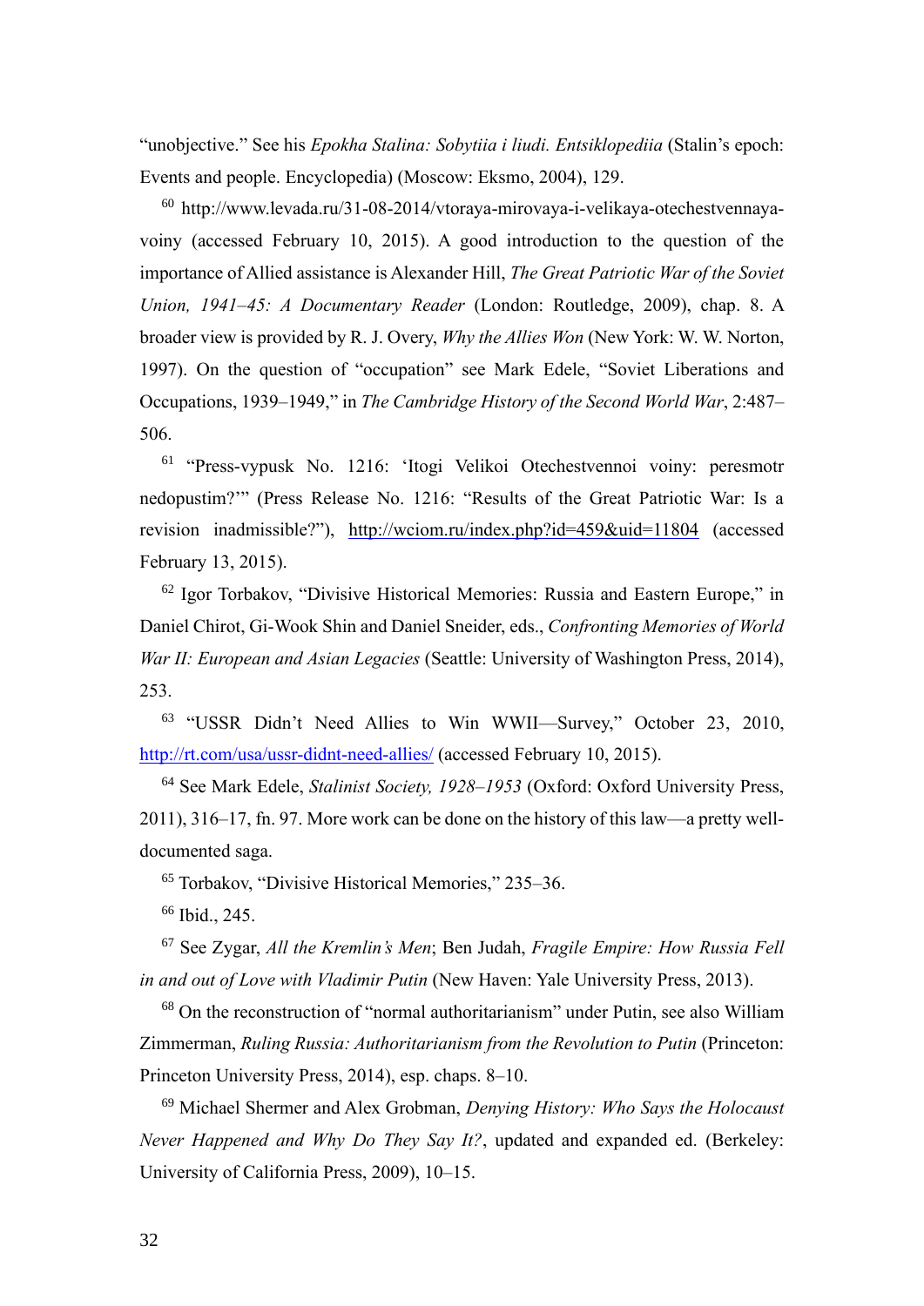"unobjective." See his *Epokha Stalina: Sobytiia i liudi. Entsiklopediia* (Stalin's epoch: Events and people. Encyclopedia) (Moscow: Eksmo, 2004), 129.

[60] http://www.levada.ru/31-08-2014/vtoraya-mirovaya-i-velikaya-otechestvennaya-voiny (accessed February 10, 2015). A good introduction to the question of the importance of Allied assistance is Alexander Hill, *The Great Patriotic War of the Soviet Union, 1941–45: A Documentary Reader* (London: Routledge, 2009), chap. 8. A broader view is provided by R. J. Overy, *Why the Allies Won* (New York: W. W. Norton, 1997). On the question of "occupation" see Mark Edele, "Soviet Liberations and Occupations, 1939–1949," in *The Cambridge History of the Second World War*, 2:487–506.

[61] "Press-vypusk No. 1216: 'Itogi Velikoi Otechestvennoi voiny: peresmotr nedopustim?'" (Press Release No. 1216: "Results of the Great Patriotic War: Is a revision inadmissible?"), http://wciom.ru/index.php?id=459&uid=11804 (accessed February 13, 2015).

[62] Igor Torbakov, "Divisive Historical Memories: Russia and Eastern Europe," in Daniel Chirot, Gi-Wook Shin and Daniel Sneider, eds., *Confronting Memories of World War II: European and Asian Legacies* (Seattle: University of Washington Press, 2014), 253.

[63] "USSR Didn't Need Allies to Win WWII—Survey," October 23, 2010, http://rt.com/usa/ussr-didnt-need-allies/ (accessed February 10, 2015).

[64] See Mark Edele, *Stalinist Society, 1928–1953* (Oxford: Oxford University Press, 2011), 316–17, fn. 97. More work can be done on the history of this law—a pretty well-documented saga.

[65] Torbakov, "Divisive Historical Memories," 235–36.

[66] Ibid., 245.

[67] See Zygar, *All the Kremlin's Men*; Ben Judah, *Fragile Empire: How Russia Fell in and out of Love with Vladimir Putin* (New Haven: Yale University Press, 2013).

[68] On the reconstruction of "normal authoritarianism" under Putin, see also William Zimmerman, *Ruling Russia: Authoritarianism from the Revolution to Putin* (Princeton: Princeton University Press, 2014), esp. chaps. 8–10.

[69] Michael Shermer and Alex Grobman, *Denying History: Who Says the Holocaust Never Happened and Why Do They Say It?*, updated and expanded ed. (Berkeley: University of California Press, 2009), 10–15.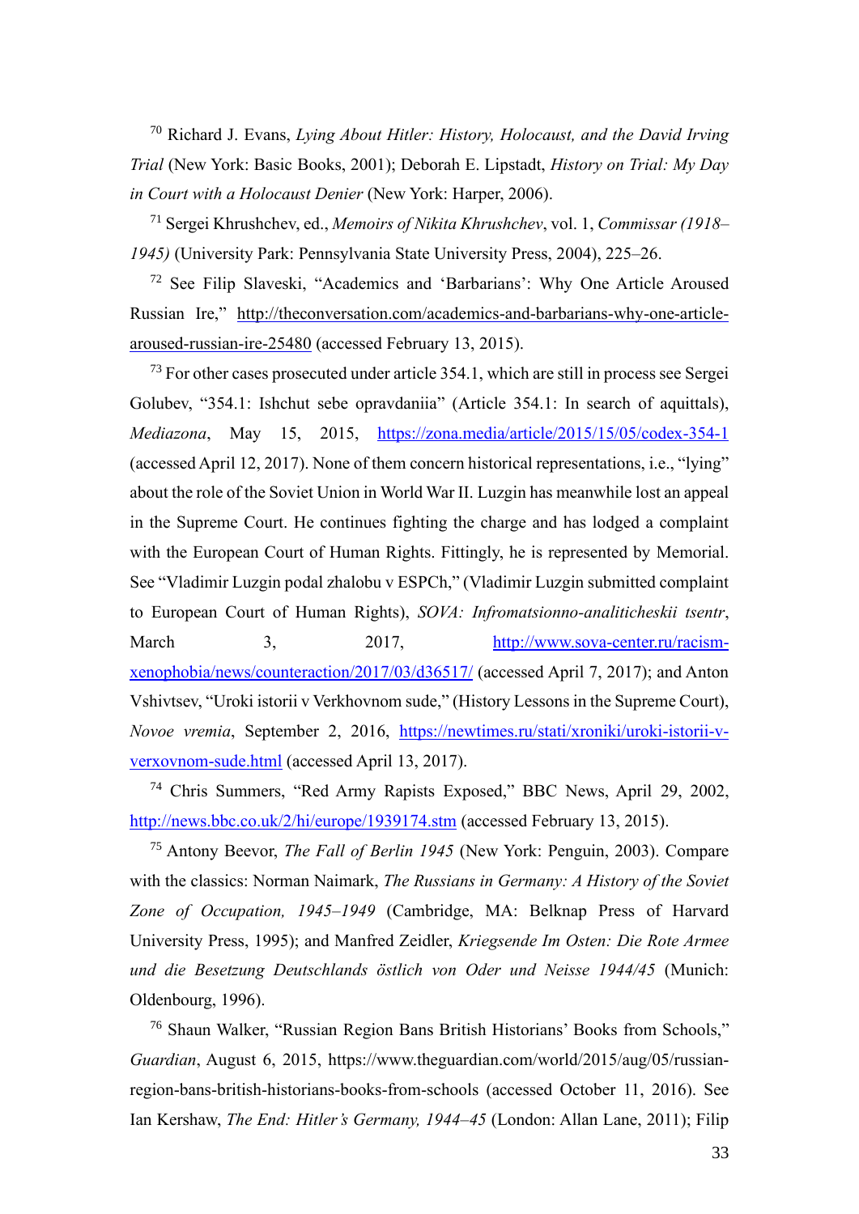[70] Richard J. Evans, *Lying About Hitler: History, Holocaust, and the David Irving Trial* (New York: Basic Books, 2001); Deborah E. Lipstadt, *History on Trial: My Day in Court with a Holocaust Denier* (New York: Harper, 2006).

[71] Sergei Khrushchev, ed., *Memoirs of Nikita Khrushchev*, vol. 1, *Commissar (1918–1945)* (University Park: Pennsylvania State University Press, 2004), 225–26.

[72] See Filip Slaveski, "Academics and 'Barbarians': Why One Article Aroused Russian Ire," http://theconversation.com/academics-and-barbarians-why-one-article-aroused-russian-ire-25480 (accessed February 13, 2015).

[73] For other cases prosecuted under article 354.1, which are still in process see Sergei Golubev, "354.1: Ishchut sebe opravdaniia" (Article 354.1: In search of aquittals), *Mediazona*, May 15, 2015, https://zona.media/article/2015/15/05/codex-354-1 (accessed April 12, 2017). None of them concern historical representations, i.e., "lying" about the role of the Soviet Union in World War II. Luzgin has meanwhile lost an appeal in the Supreme Court. He continues fighting the charge and has lodged a complaint with the European Court of Human Rights. Fittingly, he is represented by Memorial. See "Vladimir Luzgin podal zhalobu v ESPCh," (Vladimir Luzgin submitted complaint to European Court of Human Rights), *SOVA: Infromatsionno-analiticheskii tsentr*, March 3, 2017, http://www.sova-center.ru/racism-xenophobia/news/counteraction/2017/03/d36517/ (accessed April 7, 2017); and Anton Vshivtsev, "Uroki istorii v Verkhovnom sude," (History Lessons in the Supreme Court), *Novoe vremia*, September 2, 2016, https://newtimes.ru/stati/xroniki/uroki-istorii-v-verxovnom-sude.html (accessed April 13, 2017).

[74] Chris Summers, "Red Army Rapists Exposed," BBC News, April 29, 2002, http://news.bbc.co.uk/2/hi/europe/1939174.stm (accessed February 13, 2015).

[75] Antony Beevor, *The Fall of Berlin 1945* (New York: Penguin, 2003). Compare with the classics: Norman Naimark, *The Russians in Germany: A History of the Soviet Zone of Occupation, 1945–1949* (Cambridge, MA: Belknap Press of Harvard University Press, 1995); and Manfred Zeidler, *Kriegsende Im Osten: Die Rote Armee und die Besetzung Deutschlands östlich von Oder und Neisse 1944/45* (Munich: Oldenbourg, 1996).

[76] Shaun Walker, "Russian Region Bans British Historians' Books from Schools," *Guardian*, August 6, 2015, https://www.theguardian.com/world/2015/aug/05/russian-region-bans-british-historians-books-from-schools (accessed October 11, 2016). See Ian Kershaw, *The End: Hitler's Germany, 1944–45* (London: Allan Lane, 2011); Filip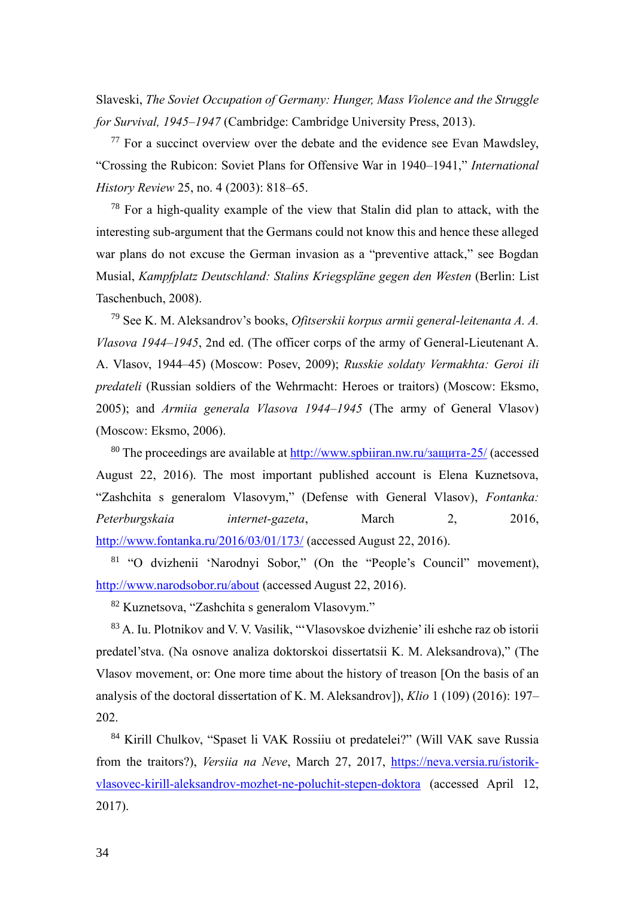Slaveski, *The Soviet Occupation of Germany: Hunger, Mass Violence and the Struggle for Survival, 1945–1947* (Cambridge: Cambridge University Press, 2013).

[77] For a succinct overview over the debate and the evidence see Evan Mawdsley, "Crossing the Rubicon: Soviet Plans for Offensive War in 1940–1941," *International History Review* 25, no. 4 (2003): 818–65.

[78] For a high-quality example of the view that Stalin did plan to attack, with the interesting sub-argument that the Germans could not know this and hence these alleged war plans do not excuse the German invasion as a "preventive attack," see Bogdan Musial, *Kampfplatz Deutschland: Stalins Kriegspläne gegen den Westen* (Berlin: List Taschenbuch, 2008).

[79] See K. M. Aleksandrov's books, *Ofitserskii korpus armii general-leitenanta A. A. Vlasova 1944–1945*, 2nd ed. (The officer corps of the army of General-Lieutenant A. A. Vlasov, 1944–45) (Moscow: Posev, 2009); *Russkie soldaty Vermakhta: Geroi ili predateli* (Russian soldiers of the Wehrmacht: Heroes or traitors) (Moscow: Eksmo, 2005); and *Armiia generala Vlasova 1944–1945* (The army of General Vlasov) (Moscow: Eksmo, 2006).

[80] The proceedings are available at http://www.spbiiran.nw.ru/защита-25/ (accessed August 22, 2016). The most important published account is Elena Kuznetsova, "Zashchita s generalom Vlasovym," (Defense with General Vlasov), *Fontanka: Peterburgskaia internet-gazeta*, March 2, 2016, http://www.fontanka.ru/2016/03/01/173/ (accessed August 22, 2016).

[81] "O dvizhenii 'Narodnyi Sobor,'' (On the "People's Council" movement), http://www.narodsobor.ru/about (accessed August 22, 2016).

[82] Kuznetsova, "Zashchita s generalom Vlasovym."

[83] A. Iu. Plotnikov and V. V. Vasilik, "'Vlasovskoe dvizhenie' ili eshche raz ob istorii predatel'stva. (Na osnove analiza doktorskoi dissertatsii K. M. Aleksandrova)," (The Vlasov movement, or: One more time about the history of treason [On the basis of an analysis of the doctoral dissertation of K. M. Aleksandrov]), *Klio* 1 (109) (2016): 197–202.

[84] Kirill Chulkov, "Spaset li VAK Rossiiu ot predatelei?" (Will VAK save Russia from the traitors?), *Versiia na Neve*, March 27, 2017, https://neva.versia.ru/istorik-vlasovec-kirill-aleksandrov-mozhet-ne-poluchit-stepen-doktora (accessed April 12, 2017).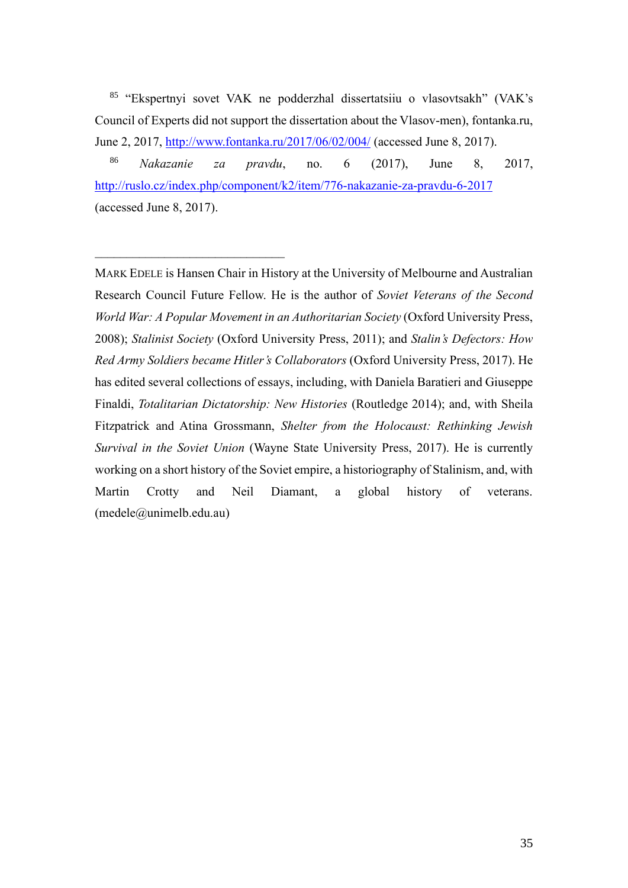[85] "Ekspertnyi sovet VAK ne podderzhal dissertatsiiu o vlasovtsakh" (VAK's Council of Experts did not support the dissertation about the Vlasov-men), fontanka.ru, June 2, 2017, http://www.fontanka.ru/2017/06/02/004/ (accessed June 8, 2017).

[86] *Nakazanie za pravdu*, no. 6 (2017), June 8, 2017, http://ruslo.cz/index.php/component/k2/item/776-nakazanie-za-pravdu-6-2017 (accessed June 8, 2017).

---

MARK EDELE is Hansen Chair in History at the University of Melbourne and Australian Research Council Future Fellow. He is the author of *Soviet Veterans of the Second World War: A Popular Movement in an Authoritarian Society* (Oxford University Press, 2008); *Stalinist Society* (Oxford University Press, 2011); and *Stalin's Defectors: How Red Army Soldiers became Hitler's Collaborators* (Oxford University Press, 2017). He has edited several collections of essays, including, with Daniela Baratieri and Giuseppe Finaldi, *Totalitarian Dictatorship: New Histories* (Routledge 2014); and, with Sheila Fitzpatrick and Atina Grossmann, *Shelter from the Holocaust: Rethinking Jewish Survival in the Soviet Union* (Wayne State University Press, 2017). He is currently working on a short history of the Soviet empire, a historiography of Stalinism, and, with Martin Crotty and Neil Diamant, a global history of veterans. (medele@unimelb.edu.au)